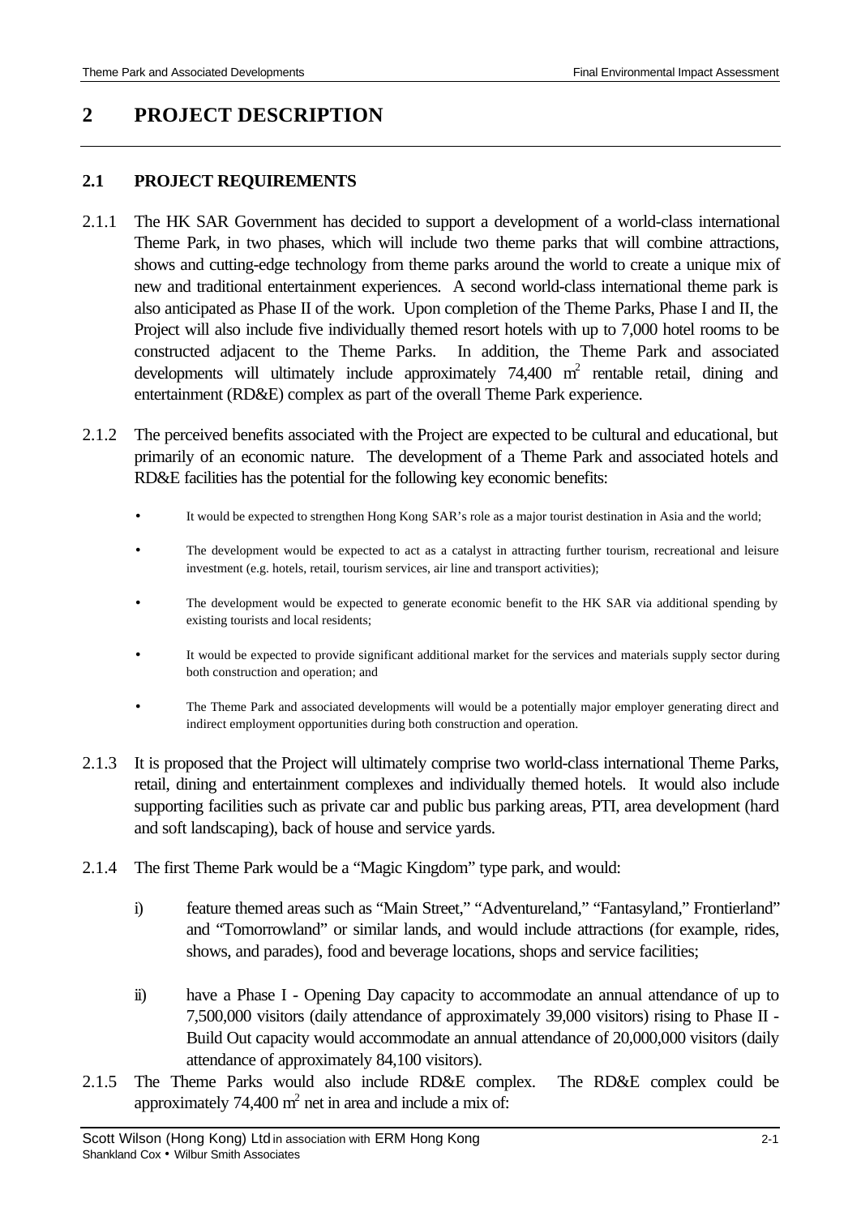# 2 PROJECT DESCRIPTION

## 2.1 PROJECT REQUIREMENTS

2.1.1 The HK SAR Government has decided to support a development of a world-class international Theme Park, in two phases, which will include two theme parks that will combine attractions, shows and cutting-edge technology from theme parks around the world to create a unique mix of new and traditional entertainment experiences. A second world-class international theme park is also anticipated as Phase II of the work. Upon completion of the Theme Parks, Phase I and II, the Project will also include five individually themed resort hotels with up to 7,000 hotel rooms to be constructed adjacent to the Theme Parks. In addition, the Theme Park and associated developments will ultimately include approximately 74,400 $m^2$ rentable retail, dining and entertainment (RD&E) complex as part of the overall Theme Park experience.

2.1.2 The perceived benefits associated with the Project are expected to be cultural and educational, but primarily of an economic nature. The development of a Theme Park and associated hotels and RD&E facilities has the potential for the following key economic benefits:

- It would be expected to strengthen Hong Kong SAR's role as a major tourist destination in Asia and the world;
- The development would be expected to act as a catalyst in attracting further tourism, recreational and leisure investment (e.g. hotels, retail, tourism services, air line and transport activities);
- The development would be expected to generate economic benefit to the HK SAR via additional spending by existing tourists and local residents;
- It would be expected to provide significant additional market for the services and materials supply sector during both construction and operation; and
- The Theme Park and associated developments will would be a potentially major employer generating direct and indirect employment opportunities during both construction and operation.

2.1.3 It is proposed that the Project will ultimately comprise two world-class international Theme Parks, retail, dining and entertainment complexes and individually themed hotels. It would also include supporting facilities such as private car and public bus parking areas, PTI, area development (hard and soft landscaping), back of house and service yards.

2.1.4 The first Theme Park would be a "Magic Kingdom" type park, and would:

i) feature themed areas such as "Main Street," "Adventureland," "Fantasyland," Frontierland" and "Tomorrowland" or similar lands, and would include attractions (for example, rides, shows, and parades), food and beverage locations, shops and service facilities;

ii) have a Phase I - Opening Day capacity to accommodate an annual attendance of up to 7,500,000 visitors (daily attendance of approximately 39,000 visitors) rising to Phase II - Build Out capacity would accommodate an annual attendance of 20,000,000 visitors (daily attendance of approximately 84,100 visitors).

2.1.5 The Theme Parks would also include RD&E complex. The RD&E complex could be approximately 74,400 $m^2$ net in area and include a mix of: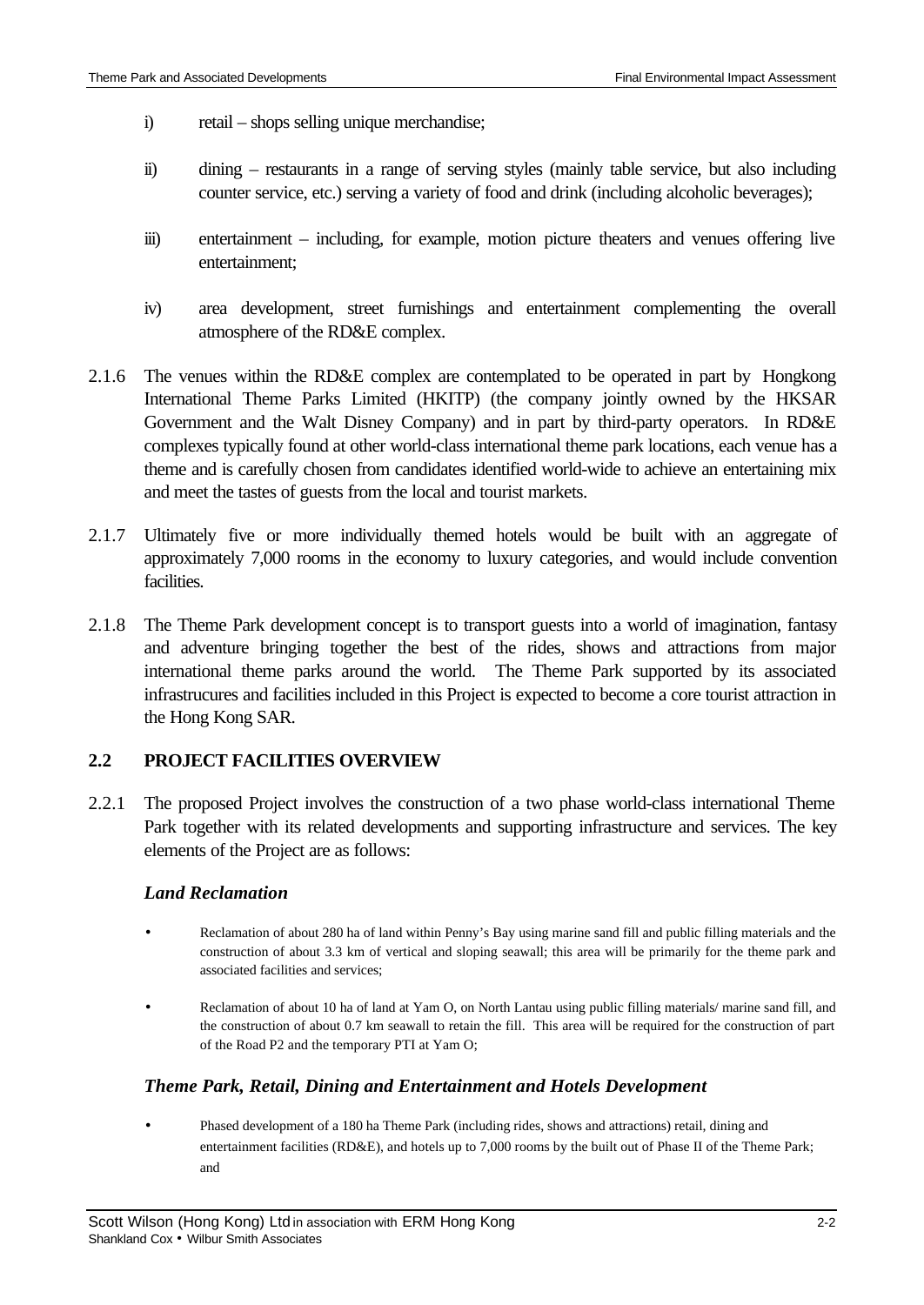i) retail – shops selling unique merchandise;

ii) dining – restaurants in a range of serving styles (mainly table service, but also including counter service, etc.) serving a variety of food and drink (including alcoholic beverages);

iii) entertainment – including, for example, motion picture theaters and venues offering live entertainment;

iv) area development, street furnishings and entertainment complementing the overall atmosphere of the RD&E complex.

2.1.6 The venues within the RD&E complex are contemplated to be operated in part by Hongkong International Theme Parks Limited (HKITP) (the company jointly owned by the HKSAR Government and the Walt Disney Company) and in part by third-party operators. In RD&E complexes typically found at other world-class international theme park locations, each venue has a theme and is carefully chosen from candidates identified world-wide to achieve an entertaining mix and meet the tastes of guests from the local and tourist markets.

2.1.7 Ultimately five or more individually themed hotels would be built with an aggregate of approximately 7,000 rooms in the economy to luxury categories, and would include convention facilities.

2.1.8 The Theme Park development concept is to transport guests into a world of imagination, fantasy and adventure bringing together the best of the rides, shows and attractions from major international theme parks around the world. The Theme Park supported by its associated infrastrucures and facilities included in this Project is expected to become a core tourist attraction in the Hong Kong SAR.

## 2.2 PROJECT FACILITIES OVERVIEW

2.2.1 The proposed Project involves the construction of a two phase world-class international Theme Park together with its related developments and supporting infrastructure and services. The key elements of the Project are as follows:

### *Land Reclamation*

- Reclamation of about 280 ha of land within Penny's Bay using marine sand fill and public filling materials and the construction of about 3.3 km of vertical and sloping seawall; this area will be primarily for the theme park and associated facilities and services;
- Reclamation of about 10 ha of land at Yam O, on North Lantau using public filling materials/ marine sand fill, and the construction of about 0.7 km seawall to retain the fill. This area will be required for the construction of part of the Road P2 and the temporary PTI at Yam O;

### *Theme Park, Retail, Dining and Entertainment and Hotels Development*

- Phased development of a 180 ha Theme Park (including rides, shows and attractions) retail, dining and entertainment facilities (RD&E), and hotels up to 7,000 rooms by the built out of Phase II of the Theme Park; and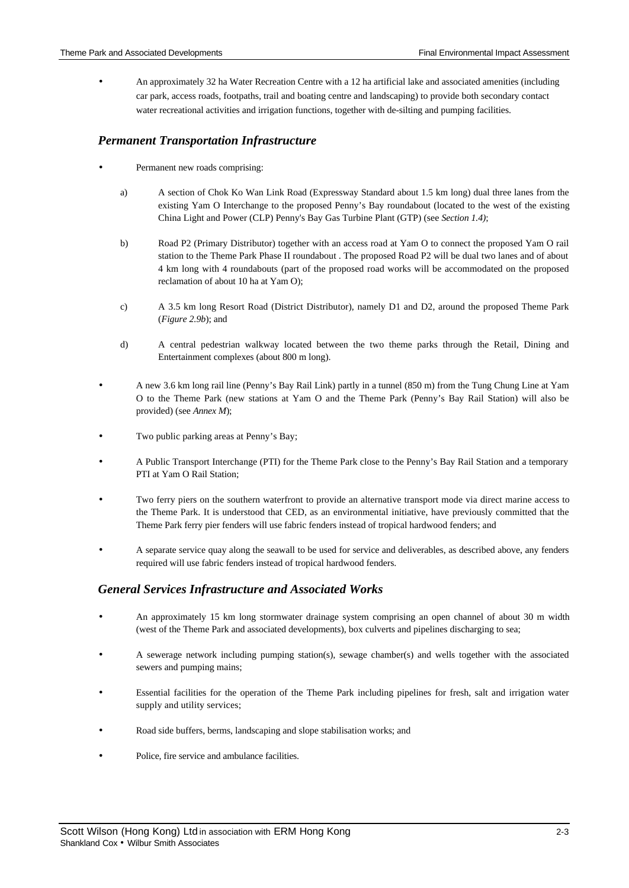- An approximately 32 ha Water Recreation Centre with a 12 ha artificial lake and associated amenities (including car park, access roads, footpaths, trail and boating centre and landscaping) to provide both secondary contact water recreational activities and irrigation functions, together with de-silting and pumping facilities.

### *Permanent Transportation Infrastructure*

- Permanent new roads comprising:

  a) A section of Chok Ko Wan Link Road (Expressway Standard about 1.5 km long) dual three lanes from the existing Yam O Interchange to the proposed Penny's Bay roundabout (located to the west of the existing China Light and Power (CLP) Penny's Bay Gas Turbine Plant (GTP) (see *Section 1.4)*;

  b) Road P2 (Primary Distributor) together with an access road at Yam O to connect the proposed Yam O rail station to the Theme Park Phase II roundabout . The proposed Road P2 will be dual two lanes and of about 4 km long with 4 roundabouts (part of the proposed road works will be accommodated on the proposed reclamation of about 10 ha at Yam O);

  c) A 3.5 km long Resort Road (District Distributor), namely D1 and D2, around the proposed Theme Park (*Figure 2.9b*); and

  d) A central pedestrian walkway located between the two theme parks through the Retail, Dining and Entertainment complexes (about 800 m long).

- A new 3.6 km long rail line (Penny's Bay Rail Link) partly in a tunnel (850 m) from the Tung Chung Line at Yam O to the Theme Park (new stations at Yam O and the Theme Park (Penny's Bay Rail Station) will also be provided) (see *Annex M*);

- Two public parking areas at Penny's Bay;

- A Public Transport Interchange (PTI) for the Theme Park close to the Penny's Bay Rail Station and a temporary PTI at Yam O Rail Station;

- Two ferry piers on the southern waterfront to provide an alternative transport mode via direct marine access to the Theme Park. It is understood that CED, as an environmental initiative, have previously committed that the Theme Park ferry pier fenders will use fabric fenders instead of tropical hardwood fenders; and

- A separate service quay along the seawall to be used for service and deliverables, as described above, any fenders required will use fabric fenders instead of tropical hardwood fenders.

### *General Services Infrastructure and Associated Works*

- An approximately 15 km long stormwater drainage system comprising an open channel of about 30 m width (west of the Theme Park and associated developments), box culverts and pipelines discharging to sea;

- A sewerage network including pumping station(s), sewage chamber(s) and wells together with the associated sewers and pumping mains;

- Essential facilities for the operation of the Theme Park including pipelines for fresh, salt and irrigation water supply and utility services;

- Road side buffers, berms, landscaping and slope stabilisation works; and

- Police, fire service and ambulance facilities.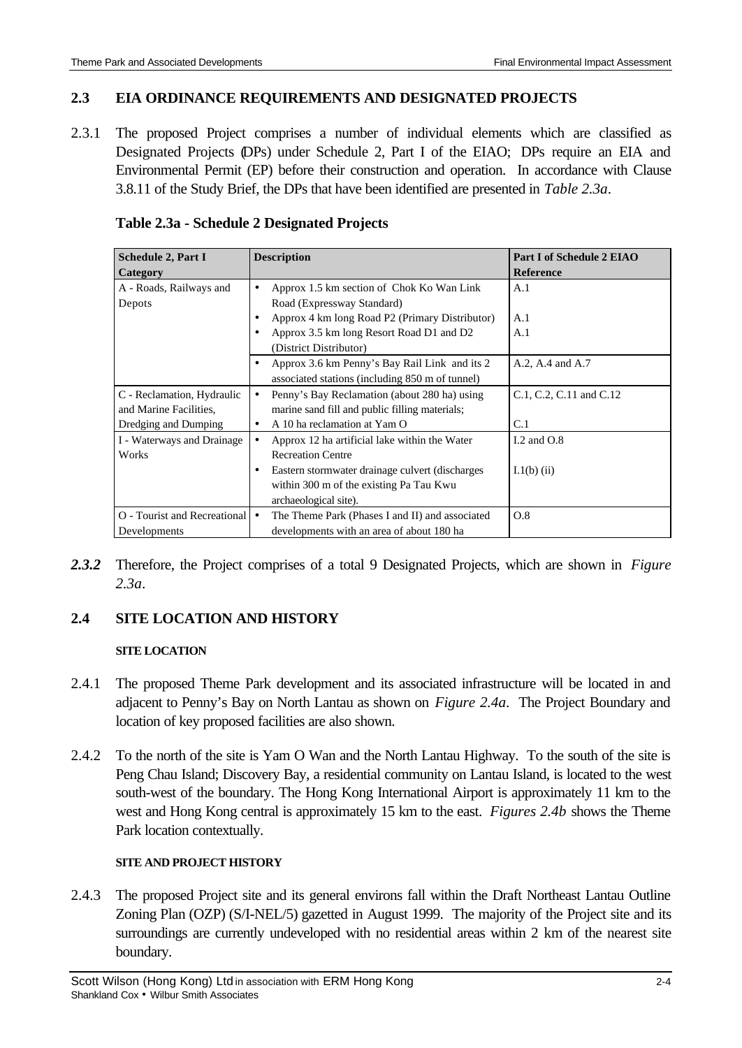## 2.3 EIA ORDINANCE REQUIREMENTS AND DESIGNATED PROJECTS

2.3.1 The proposed Project comprises a number of individual elements which are classified as Designated Projects (DPs) under Schedule 2, Part I of the EIAO; DPs require an EIA and Environmental Permit (EP) before their construction and operation. In accordance with Clause 3.8.11 of the Study Brief, the DPs that have been identified are presented in *Table 2.3a*.

### Table 2.3a - Schedule 2 Designated Projects

| Schedule 2, Part I Category | Description | Part I of Schedule 2 EIAO Reference |
|---|---|---|
| A - Roads, Railways and Depots | • Approx 1.5 km section of Chok Ko Wan Link Road (Expressway Standard)<br>• Approx 4 km long Road P2 (Primary Distributor)<br>• Approx 3.5 km long Resort Road D1 and D2 (District Distributor) | A.1<br><br>A.1<br>A.1 |
| | • Approx 3.6 km Penny's Bay Rail Link and its 2 associated stations (including 850 m of tunnel) | A.2, A.4 and A.7 |
| C - Reclamation, Hydraulic and Marine Facilities, Dredging and Dumping | • Penny's Bay Reclamation (about 280 ha) using marine sand fill and public filling materials;<br>• A 10 ha reclamation at Yam O | C.1, C.2, C.11 and C.12<br><br>C.1 |
| I - Waterways and Drainage Works | • Approx 12 ha artificial lake within the Water Recreation Centre<br>• Eastern stormwater drainage culvert (discharges within 300 m of the existing Pa Tau Kwu archaeological site). | I.2 and O.8<br><br>I.1(b) (ii) |
| O - Tourist and Recreational Developments | • The Theme Park (Phases I and II) and associated developments with an area of about 180 ha | O.8 |

***2.3.2*** Therefore, the Project comprises of a total 9 Designated Projects, which are shown in *Figure 2.3a*.

## 2.4 SITE LOCATION AND HISTORY

#### SITE LOCATION

2.4.1 The proposed Theme Park development and its associated infrastructure will be located in and adjacent to Penny's Bay on North Lantau as shown on *Figure 2.4a*. The Project Boundary and location of key proposed facilities are also shown.

2.4.2 To the north of the site is Yam O Wan and the North Lantau Highway. To the south of the site is Peng Chau Island; Discovery Bay, a residential community on Lantau Island, is located to the west south-west of the boundary. The Hong Kong International Airport is approximately 11 km to the west and Hong Kong central is approximately 15 km to the east. *Figures 2.4b* shows the Theme Park location contextually.

#### SITE AND PROJECT HISTORY

2.4.3 The proposed Project site and its general environs fall within the Draft Northeast Lantau Outline Zoning Plan (OZP) (S/I-NEL/5) gazetted in August 1999. The majority of the Project site and its surroundings are currently undeveloped with no residential areas within 2 km of the nearest site boundary.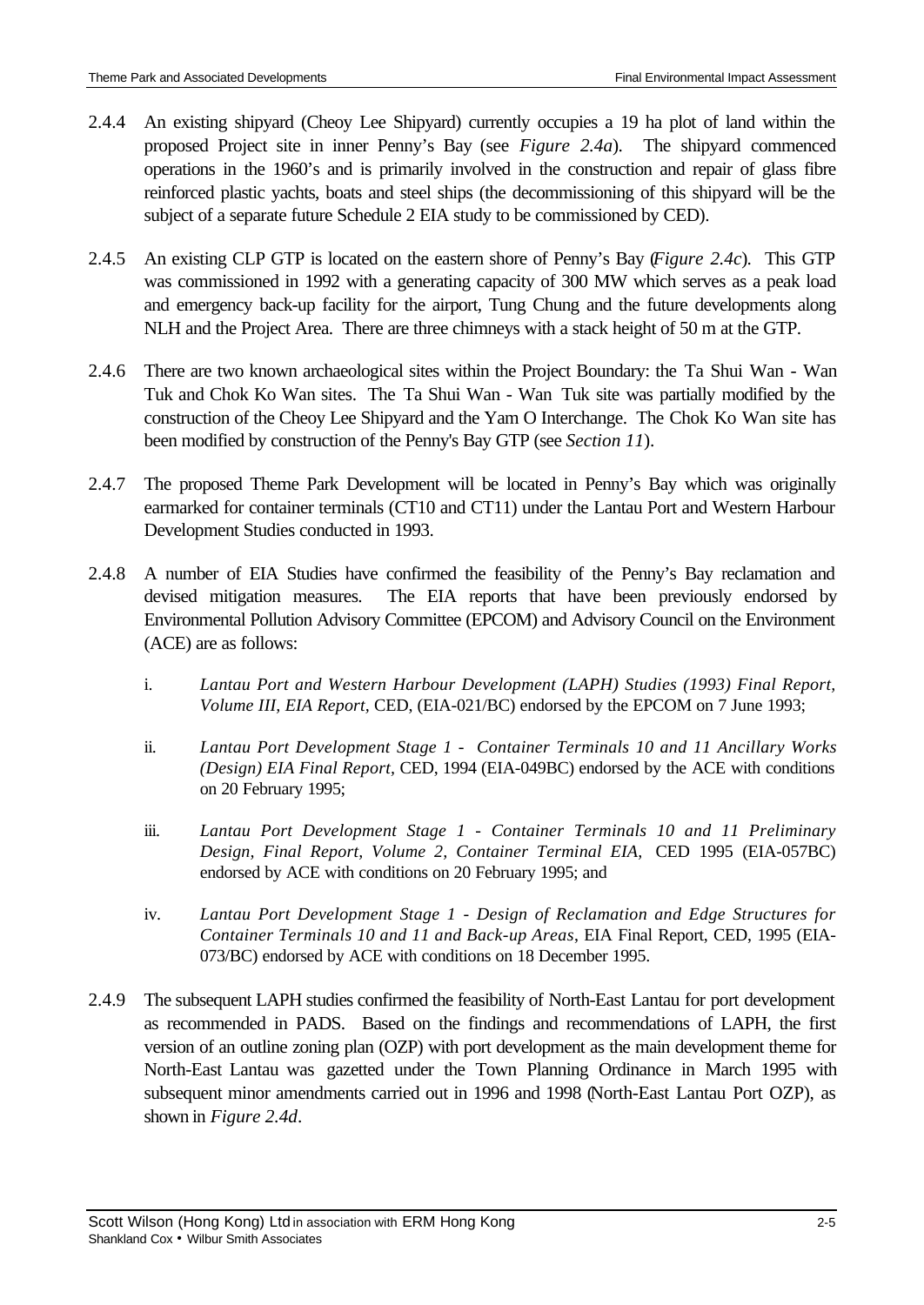2.4.4 An existing shipyard (Cheoy Lee Shipyard) currently occupies a 19 ha plot of land within the proposed Project site in inner Penny's Bay (see *Figure 2.4a*). The shipyard commenced operations in the 1960's and is primarily involved in the construction and repair of glass fibre reinforced plastic yachts, boats and steel ships (the decommissioning of this shipyard will be the subject of a separate future Schedule 2 EIA study to be commissioned by CED).

2.4.5 An existing CLP GTP is located on the eastern shore of Penny's Bay (*Figure 2.4c*). This GTP was commissioned in 1992 with a generating capacity of 300 MW which serves as a peak load and emergency back-up facility for the airport, Tung Chung and the future developments along NLH and the Project Area. There are three chimneys with a stack height of 50 m at the GTP.

2.4.6 There are two known archaeological sites within the Project Boundary: the Ta Shui Wan - Wan Tuk and Chok Ko Wan sites. The Ta Shui Wan - Wan Tuk site was partially modified by the construction of the Cheoy Lee Shipyard and the Yam O Interchange. The Chok Ko Wan site has been modified by construction of the Penny's Bay GTP (see *Section 11*).

2.4.7 The proposed Theme Park Development will be located in Penny's Bay which was originally earmarked for container terminals (CT10 and CT11) under the Lantau Port and Western Harbour Development Studies conducted in 1993.

2.4.8 A number of EIA Studies have confirmed the feasibility of the Penny's Bay reclamation and devised mitigation measures. The EIA reports that have been previously endorsed by Environmental Pollution Advisory Committee (EPCOM) and Advisory Council on the Environment (ACE) are as follows:

i. *Lantau Port and Western Harbour Development (LAPH) Studies (1993) Final Report, Volume III, EIA Report*, CED, (EIA-021/BC) endorsed by the EPCOM on 7 June 1993;

ii. *Lantau Port Development Stage 1 - Container Terminals 10 and 11 Ancillary Works (Design) EIA Final Report*, CED, 1994 (EIA-049BC) endorsed by the ACE with conditions on 20 February 1995;

iii. *Lantau Port Development Stage 1 - Container Terminals 10 and 11 Preliminary Design, Final Report, Volume 2, Container Terminal EIA,* CED 1995 (EIA-057BC) endorsed by ACE with conditions on 20 February 1995; and

iv. *Lantau Port Development Stage 1 - Design of Reclamation and Edge Structures for Container Terminals 10 and 11 and Back-up Areas*, EIA Final Report, CED, 1995 (EIA-073/BC) endorsed by ACE with conditions on 18 December 1995.

2.4.9 The subsequent LAPH studies confirmed the feasibility of North-East Lantau for port development as recommended in PADS. Based on the findings and recommendations of LAPH, the first version of an outline zoning plan (OZP) with port development as the main development theme for North-East Lantau was gazetted under the Town Planning Ordinance in March 1995 with subsequent minor amendments carried out in 1996 and 1998 (North-East Lantau Port OZP), as shown in *Figure 2.4d*.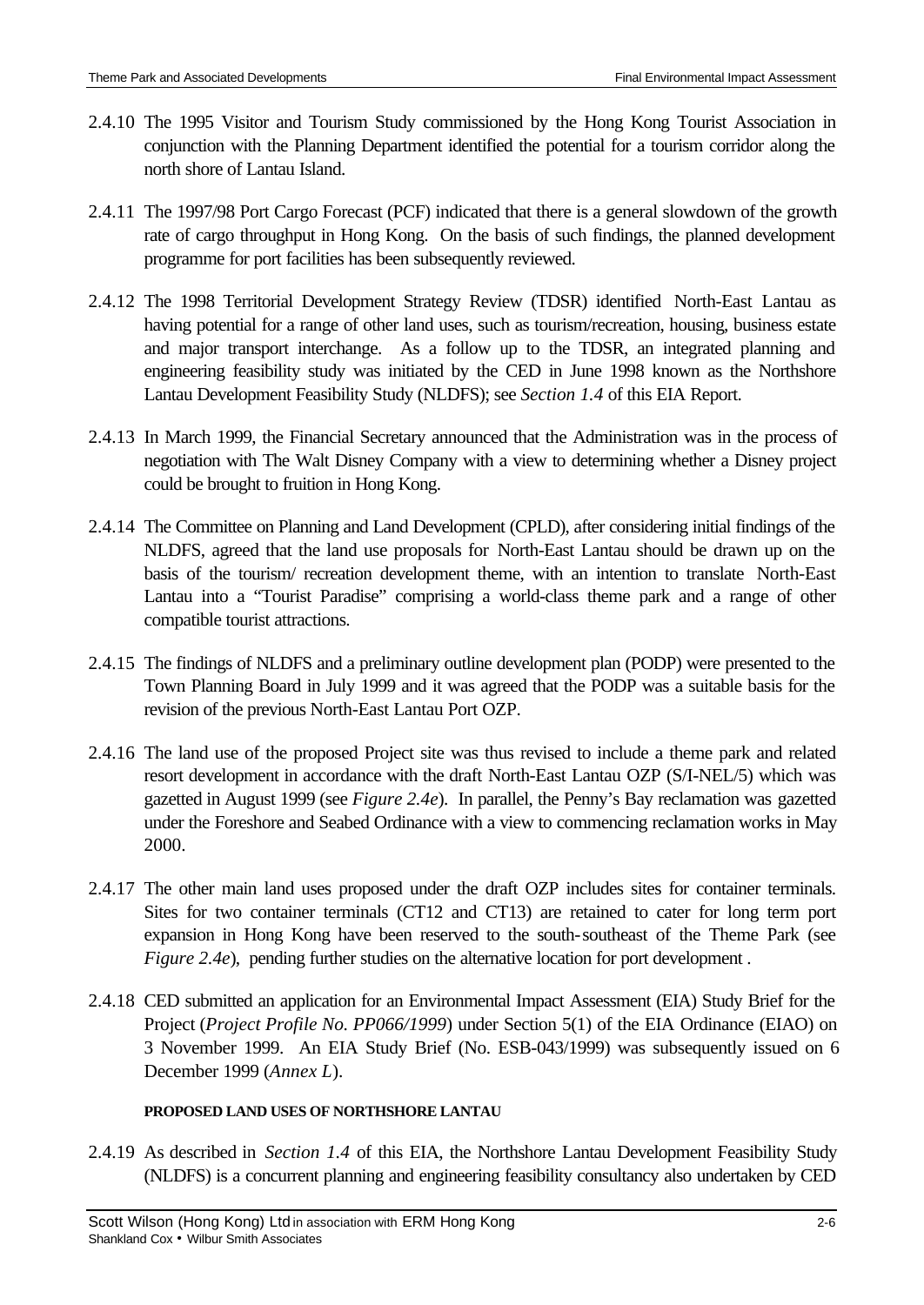2.4.10 The 1995 Visitor and Tourism Study commissioned by the Hong Kong Tourist Association in conjunction with the Planning Department identified the potential for a tourism corridor along the north shore of Lantau Island.

2.4.11 The 1997/98 Port Cargo Forecast (PCF) indicated that there is a general slowdown of the growth rate of cargo throughput in Hong Kong. On the basis of such findings, the planned development programme for port facilities has been subsequently reviewed.

2.4.12 The 1998 Territorial Development Strategy Review (TDSR) identified North-East Lantau as having potential for a range of other land uses, such as tourism/recreation, housing, business estate and major transport interchange. As a follow up to the TDSR, an integrated planning and engineering feasibility study was initiated by the CED in June 1998 known as the Northshore Lantau Development Feasibility Study (NLDFS); see *Section 1.4* of this EIA Report.

2.4.13 In March 1999, the Financial Secretary announced that the Administration was in the process of negotiation with The Walt Disney Company with a view to determining whether a Disney project could be brought to fruition in Hong Kong.

2.4.14 The Committee on Planning and Land Development (CPLD), after considering initial findings of the NLDFS, agreed that the land use proposals for North-East Lantau should be drawn up on the basis of the tourism/ recreation development theme, with an intention to translate North-East Lantau into a "Tourist Paradise" comprising a world-class theme park and a range of other compatible tourist attractions.

2.4.15 The findings of NLDFS and a preliminary outline development plan (PODP) were presented to the Town Planning Board in July 1999 and it was agreed that the PODP was a suitable basis for the revision of the previous North-East Lantau Port OZP.

2.4.16 The land use of the proposed Project site was thus revised to include a theme park and related resort development in accordance with the draft North-East Lantau OZP (S/I-NEL/5) which was gazetted in August 1999 (see *Figure 2.4e*). In parallel, the Penny's Bay reclamation was gazetted under the Foreshore and Seabed Ordinance with a view to commencing reclamation works in May 2000.

2.4.17 The other main land uses proposed under the draft OZP includes sites for container terminals. Sites for two container terminals (CT12 and CT13) are retained to cater for long term port expansion in Hong Kong have been reserved to the south-southeast of the Theme Park (see *Figure 2.4e*), pending further studies on the alternative location for port development .

2.4.18 CED submitted an application for an Environmental Impact Assessment (EIA) Study Brief for the Project (*Project Profile No. PP066/1999*) under Section 5(1) of the EIA Ordinance (EIAO) on 3 November 1999. An EIA Study Brief (No. ESB-043/1999) was subsequently issued on 6 December 1999 (*Annex L*).

**PROPOSED LAND USES OF NORTHSHORE LANTAU**

2.4.19 As described in *Section 1.4* of this EIA, the Northshore Lantau Development Feasibility Study (NLDFS) is a concurrent planning and engineering feasibility consultancy also undertaken by CED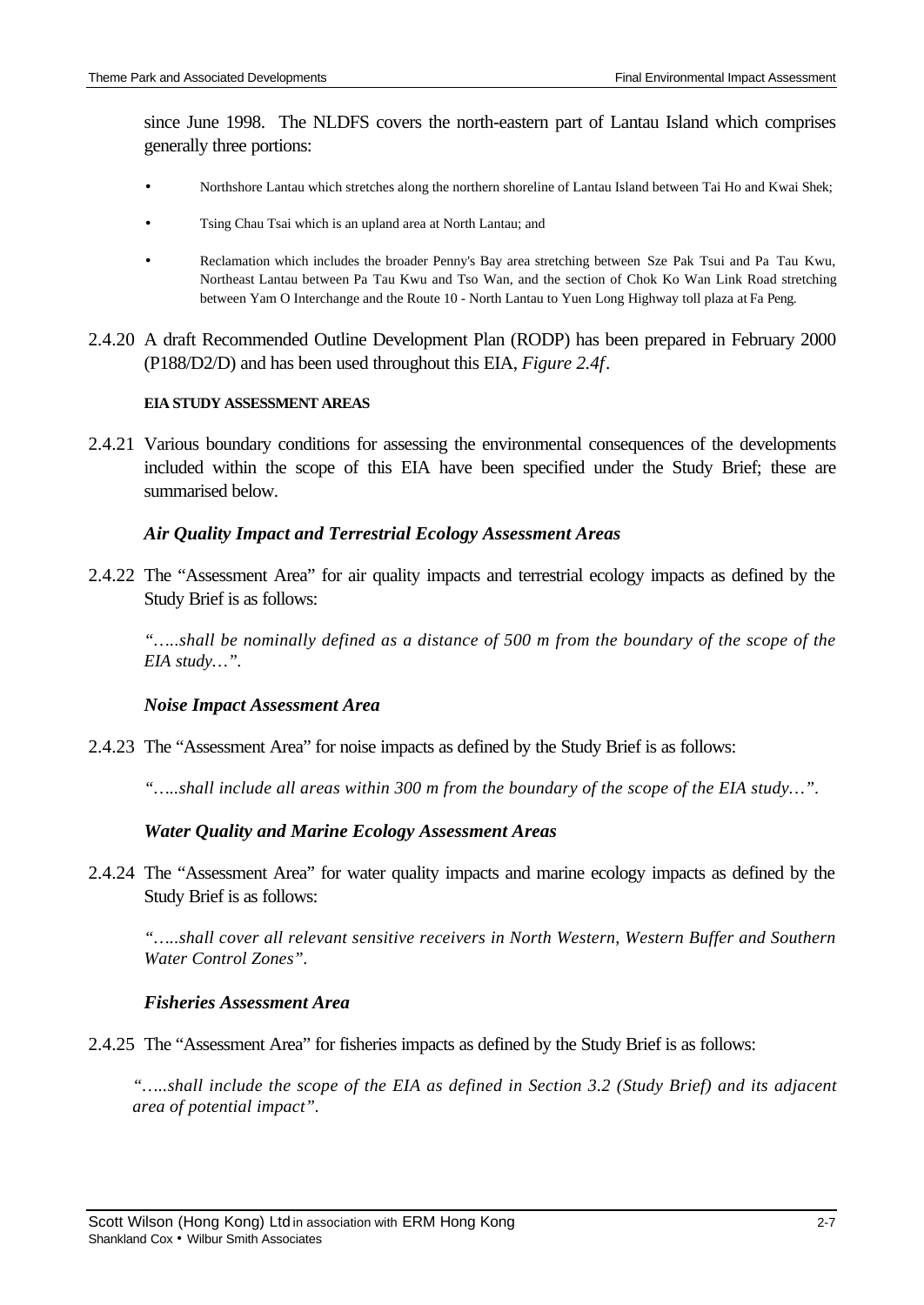since June 1998. The NLDFS covers the north-eastern part of Lantau Island which comprises generally three portions:

- Northshore Lantau which stretches along the northern shoreline of Lantau Island between Tai Ho and Kwai Shek;
- Tsing Chau Tsai which is an upland area at North Lantau; and
- Reclamation which includes the broader Penny's Bay area stretching between Sze Pak Tsui and Pa Tau Kwu, Northeast Lantau between Pa Tau Kwu and Tso Wan, and the section of Chok Ko Wan Link Road stretching between Yam O Interchange and the Route 10 - North Lantau to Yuen Long Highway toll plaza at Fa Peng.

2.4.20 A draft Recommended Outline Development Plan (RODP) has been prepared in February 2000 (P188/D2/D) and has been used throughout this EIA, *Figure 2.4f*.

**EIA STUDY ASSESSMENT AREAS**

2.4.21 Various boundary conditions for assessing the environmental consequences of the developments included within the scope of this EIA have been specified under the Study Brief; these are summarised below.

### *Air Quality Impact and Terrestrial Ecology Assessment Areas*

2.4.22 The "Assessment Area" for air quality impacts and terrestrial ecology impacts as defined by the Study Brief is as follows:

*".....shall be nominally defined as a distance of 500 m from the boundary of the scope of the EIA study…".*

### *Noise Impact Assessment Area*

2.4.23 The "Assessment Area" for noise impacts as defined by the Study Brief is as follows:

*".....shall include all areas within 300 m from the boundary of the scope of the EIA study…".*

### *Water Quality and Marine Ecology Assessment Areas*

2.4.24 The "Assessment Area" for water quality impacts and marine ecology impacts as defined by the Study Brief is as follows:

*".....shall cover all relevant sensitive receivers in North Western, Western Buffer and Southern Water Control Zones".*

### *Fisheries Assessment Area*

2.4.25 The "Assessment Area" for fisheries impacts as defined by the Study Brief is as follows:

*".....shall include the scope of the EIA as defined in Section 3.2 (Study Brief) and its adjacent area of potential impact".*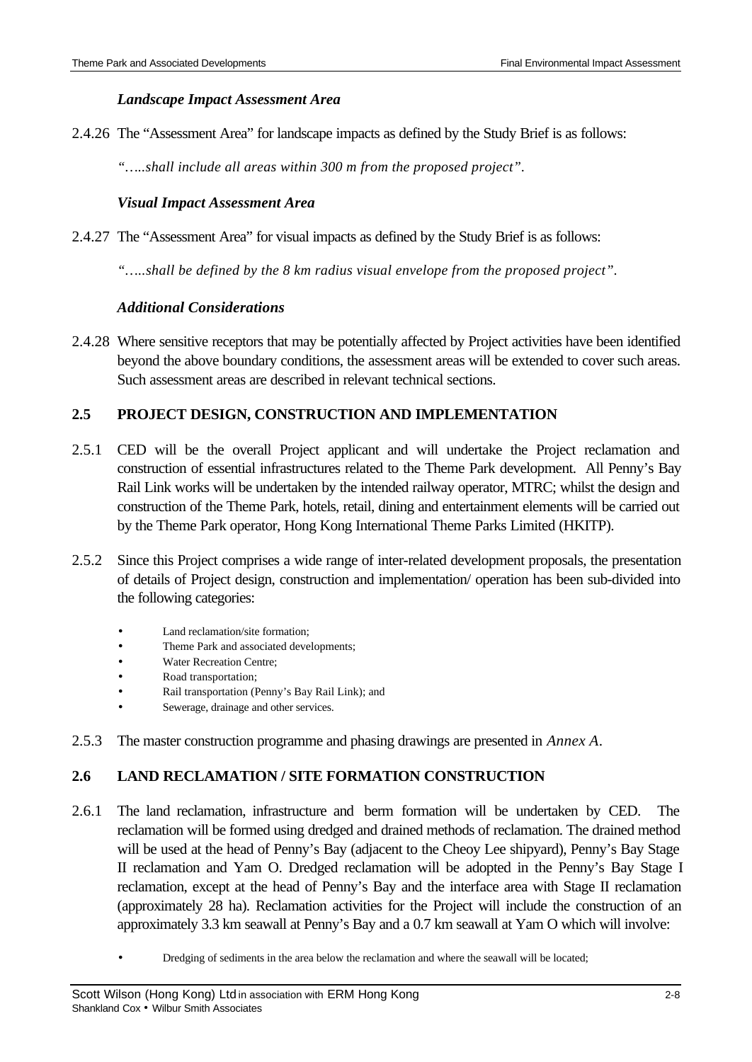*Landscape Impact Assessment Area*

2.4.26 The "Assessment Area" for landscape impacts as defined by the Study Brief is as follows:

*"…..shall include all areas within 300 m from the proposed project".*

*Visual Impact Assessment Area*

2.4.27 The "Assessment Area" for visual impacts as defined by the Study Brief is as follows:

*"…..shall be defined by the 8 km radius visual envelope from the proposed project".*

*Additional Considerations*

2.4.28 Where sensitive receptors that may be potentially affected by Project activities have been identified beyond the above boundary conditions, the assessment areas will be extended to cover such areas. Such assessment areas are described in relevant technical sections.

## 2.5 PROJECT DESIGN, CONSTRUCTION AND IMPLEMENTATION

2.5.1 CED will be the overall Project applicant and will undertake the Project reclamation and construction of essential infrastructures related to the Theme Park development. All Penny's Bay Rail Link works will be undertaken by the intended railway operator, MTRC; whilst the design and construction of the Theme Park, hotels, retail, dining and entertainment elements will be carried out by the Theme Park operator, Hong Kong International Theme Parks Limited (HKITP).

2.5.2 Since this Project comprises a wide range of inter-related development proposals, the presentation of details of Project design, construction and implementation/ operation has been sub-divided into the following categories:

- Land reclamation/site formation;
- Theme Park and associated developments;
- Water Recreation Centre;
- Road transportation;
- Rail transportation (Penny's Bay Rail Link); and
- Sewerage, drainage and other services.

2.5.3 The master construction programme and phasing drawings are presented in *Annex A*.

## 2.6 LAND RECLAMATION / SITE FORMATION CONSTRUCTION

2.6.1 The land reclamation, infrastructure and berm formation will be undertaken by CED. The reclamation will be formed using dredged and drained methods of reclamation. The drained method will be used at the head of Penny's Bay (adjacent to the Cheoy Lee shipyard), Penny's Bay Stage II reclamation and Yam O. Dredged reclamation will be adopted in the Penny's Bay Stage I reclamation, except at the head of Penny's Bay and the interface area with Stage II reclamation (approximately 28 ha). Reclamation activities for the Project will include the construction of an approximately 3.3 km seawall at Penny's Bay and a 0.7 km seawall at Yam O which will involve:

- Dredging of sediments in the area below the reclamation and where the seawall will be located;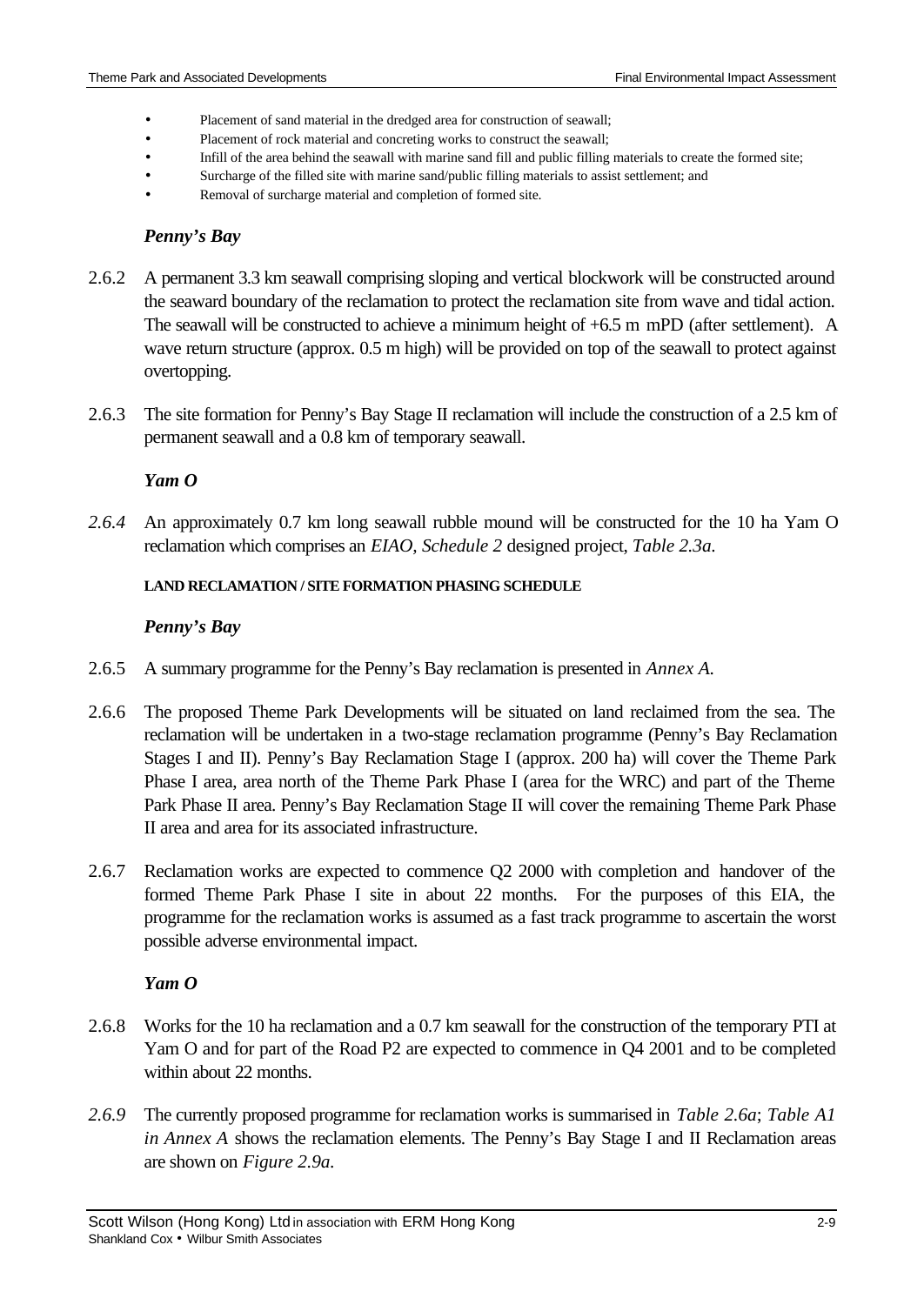- Placement of sand material in the dredged area for construction of seawall;
- Placement of rock material and concreting works to construct the seawall;
- Infill of the area behind the seawall with marine sand fill and public filling materials to create the formed site;
- Surcharge of the filled site with marine sand/public filling materials to assist settlement; and
- Removal of surcharge material and completion of formed site.

***Penny's Bay***

2.6.2 A permanent 3.3 km seawall comprising sloping and vertical blockwork will be constructed around the seaward boundary of the reclamation to protect the reclamation site from wave and tidal action. The seawall will be constructed to achieve a minimum height of +6.5 m mPD (after settlement). A wave return structure (approx. 0.5 m high) will be provided on top of the seawall to protect against overtopping.

2.6.3 The site formation for Penny's Bay Stage II reclamation will include the construction of a 2.5 km of permanent seawall and a 0.8 km of temporary seawall.

***Yam O***

*2.6.4* An approximately 0.7 km long seawall rubble mound will be constructed for the 10 ha Yam O reclamation which comprises an *EIAO, Schedule 2* designed project, *Table 2.3a*.

**LAND RECLAMATION / SITE FORMATION PHASING SCHEDULE**

***Penny's Bay***

2.6.5 A summary programme for the Penny's Bay reclamation is presented in *Annex A*.

2.6.6 The proposed Theme Park Developments will be situated on land reclaimed from the sea. The reclamation will be undertaken in a two-stage reclamation programme (Penny's Bay Reclamation Stages I and II). Penny's Bay Reclamation Stage I (approx. 200 ha) will cover the Theme Park Phase I area, area north of the Theme Park Phase I (area for the WRC) and part of the Theme Park Phase II area. Penny's Bay Reclamation Stage II will cover the remaining Theme Park Phase II area and area for its associated infrastructure.

2.6.7 Reclamation works are expected to commence Q2 2000 with completion and handover of the formed Theme Park Phase I site in about 22 months. For the purposes of this EIA, the programme for the reclamation works is assumed as a fast track programme to ascertain the worst possible adverse environmental impact.

***Yam O***

2.6.8 Works for the 10 ha reclamation and a 0.7 km seawall for the construction of the temporary PTI at Yam O and for part of the Road P2 are expected to commence in Q4 2001 and to be completed within about 22 months.

*2.6.9* The currently proposed programme for reclamation works is summarised in *Table 2.6a*; *Table A1 in Annex A* shows the reclamation elements. The Penny's Bay Stage I and II Reclamation areas are shown on *Figure 2.9a*.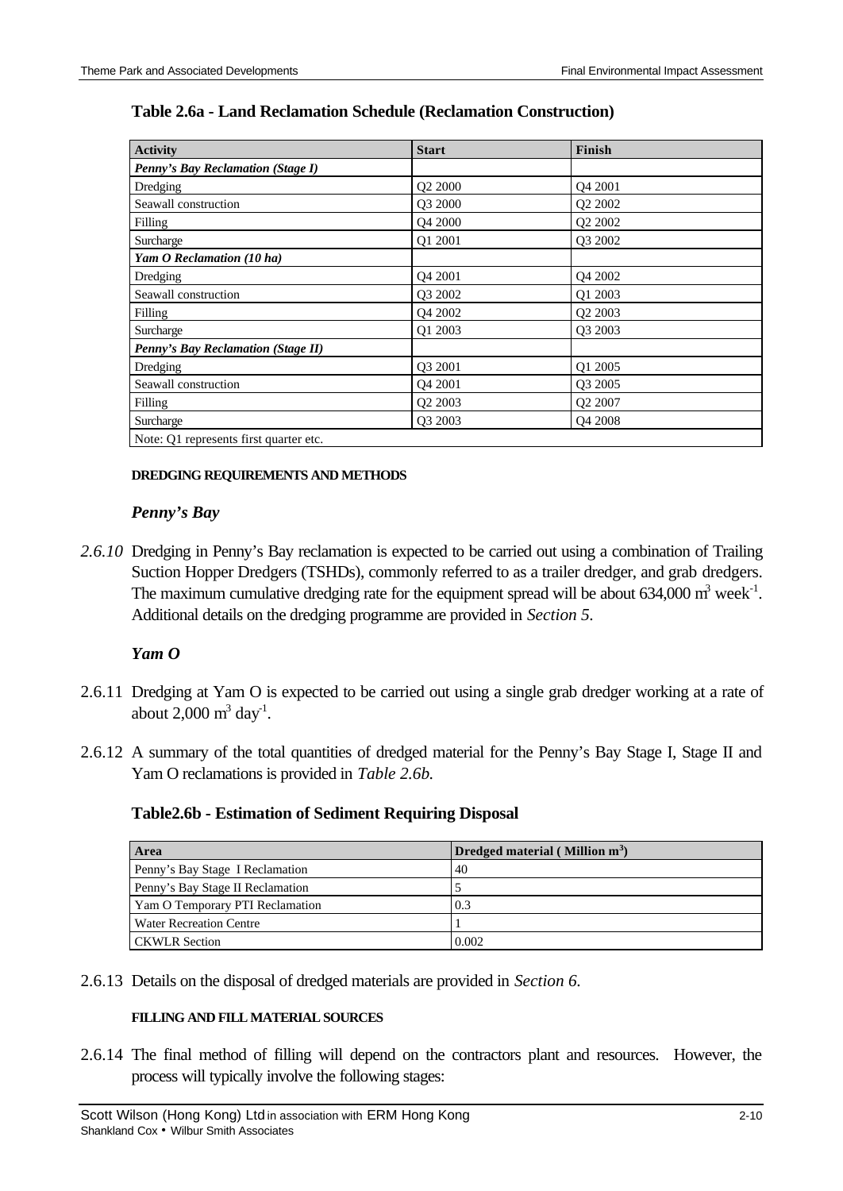**Table 2.6a - Land Reclamation Schedule (Reclamation Construction)**

| Activity | Start | Finish |
|---|---|---|
| ***Penny's Bay Reclamation (Stage I)*** | | |
| Dredging | Q2 2000 | Q4 2001 |
| Seawall construction | Q3 2000 | Q2 2002 |
| Filling | Q4 2000 | Q2 2002 |
| Surcharge | Q1 2001 | Q3 2002 |
| ***Yam O Reclamation (10 ha)*** | | |
| Dredging | Q4 2001 | Q4 2002 |
| Seawall construction | Q3 2002 | Q1 2003 |
| Filling | Q4 2002 | Q2 2003 |
| Surcharge | Q1 2003 | Q3 2003 |
| ***Penny's Bay Reclamation (Stage II)*** | | |
| Dredging | Q3 2001 | Q1 2005 |
| Seawall construction | Q4 2001 | Q3 2005 |
| Filling | Q2 2003 | Q2 2007 |
| Surcharge | Q3 2003 | Q4 2008 |
| Note: Q1 represents first quarter etc. | | |

**DREDGING REQUIREMENTS AND METHODS**

***Penny's Bay***

*2.6.10* Dredging in Penny's Bay reclamation is expected to be carried out using a combination of Trailing Suction Hopper Dredgers (TSHDs), commonly referred to as a trailer dredger, and grab dredgers. The maximum cumulative dredging rate for the equipment spread will be about 634,000 $m^3$ $week^{-1}$. Additional details on the dredging programme are provided in *Section 5*.

***Yam O***

2.6.11 Dredging at Yam O is expected to be carried out using a single grab dredger working at a rate of about 2,000 $m^3$ $day^{-1}$.

2.6.12 A summary of the total quantities of dredged material for the Penny's Bay Stage I, Stage II and Yam O reclamations is provided in *Table 2.6b.*

**Table2.6b - Estimation of Sediment Requiring Disposal**

| Area | Dredged material ( Million $m^3$) |
|---|---|
| Penny's Bay Stage I Reclamation | 40 |
| Penny's Bay Stage II Reclamation | 5 |
| Yam O Temporary PTI Reclamation | 0.3 |
| Water Recreation Centre | 1 |
| CKWLR Section | 0.002 |

2.6.13 Details on the disposal of dredged materials are provided in *Section 6.*

**FILLING AND FILL MATERIAL SOURCES**

2.6.14 The final method of filling will depend on the contractors plant and resources. However, the process will typically involve the following stages: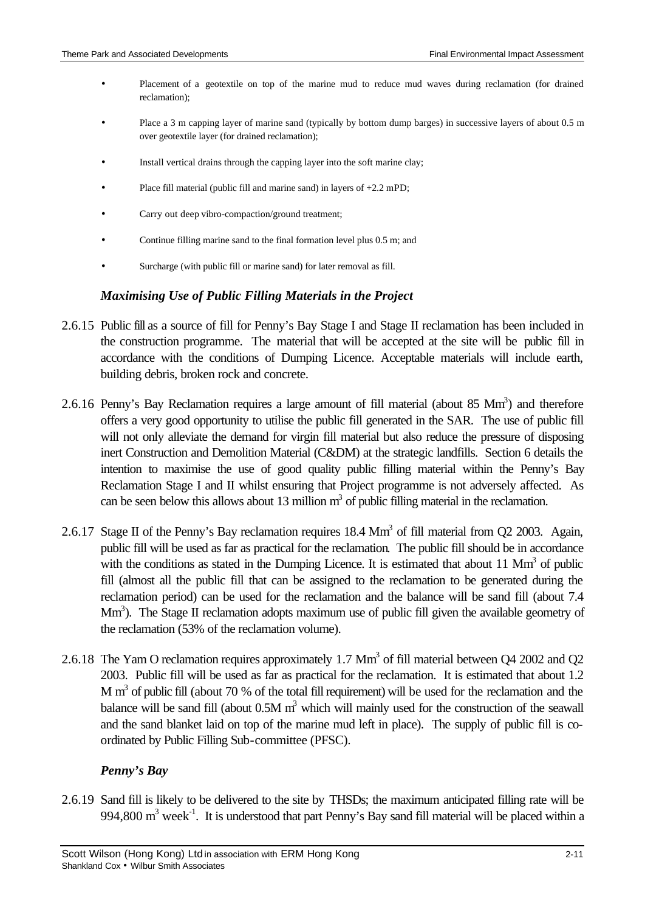- Placement of a geotextile on top of the marine mud to reduce mud waves during reclamation (for drained reclamation);
- Place a 3 m capping layer of marine sand (typically by bottom dump barges) in successive layers of about 0.5 m over geotextile layer (for drained reclamation);
- Install vertical drains through the capping layer into the soft marine clay;
- Place fill material (public fill and marine sand) in layers of +2.2 mPD;
- Carry out deep vibro-compaction/ground treatment;
- Continue filling marine sand to the final formation level plus 0.5 m; and
- Surcharge (with public fill or marine sand) for later removal as fill.

### *Maximising Use of Public Filling Materials in the Project*

2.6.15 Public fill as a source of fill for Penny's Bay Stage I and Stage II reclamation has been included in the construction programme. The material that will be accepted at the site will be public fill in accordance with the conditions of Dumping Licence. Acceptable materials will include earth, building debris, broken rock and concrete.

2.6.16 Penny's Bay Reclamation requires a large amount of fill material (about 85 $Mm^3$) and therefore offers a very good opportunity to utilise the public fill generated in the SAR. The use of public fill will not only alleviate the demand for virgin fill material but also reduce the pressure of disposing inert Construction and Demolition Material (C&DM) at the strategic landfills. Section 6 details the intention to maximise the use of good quality public filling material within the Penny's Bay Reclamation Stage I and II whilst ensuring that Project programme is not adversely affected. As can be seen below this allows about 13 million $m^3$ of public filling material in the reclamation.

2.6.17 Stage II of the Penny's Bay reclamation requires 18.4 $Mm^3$ of fill material from Q2 2003. Again, public fill will be used as far as practical for the reclamation. The public fill should be in accordance with the conditions as stated in the Dumping Licence. It is estimated that about 11 $Mm^3$ of public fill (almost all the public fill that can be assigned to the reclamation to be generated during the reclamation period) can be used for the reclamation and the balance will be sand fill (about 7.4 $Mm^3$). The Stage II reclamation adopts maximum use of public fill given the available geometry of the reclamation (53% of the reclamation volume).

2.6.18 The Yam O reclamation requires approximately 1.7 $Mm^3$ of fill material between Q4 2002 and Q2 2003. Public fill will be used as far as practical for the reclamation. It is estimated that about 1.2 M $m^3$ of public fill (about 70 % of the total fill requirement) will be used for the reclamation and the balance will be sand fill (about 0.5M $m^3$ which will mainly used for the construction of the seawall and the sand blanket laid on top of the marine mud left in place). The supply of public fill is co-ordinated by Public Filling Sub-committee (PFSC).

### *Penny's Bay*

2.6.19 Sand fill is likely to be delivered to the site by THSDs; the maximum anticipated filling rate will be 994,800 $m^3$ $week^{-1}$. It is understood that part Penny's Bay sand fill material will be placed within a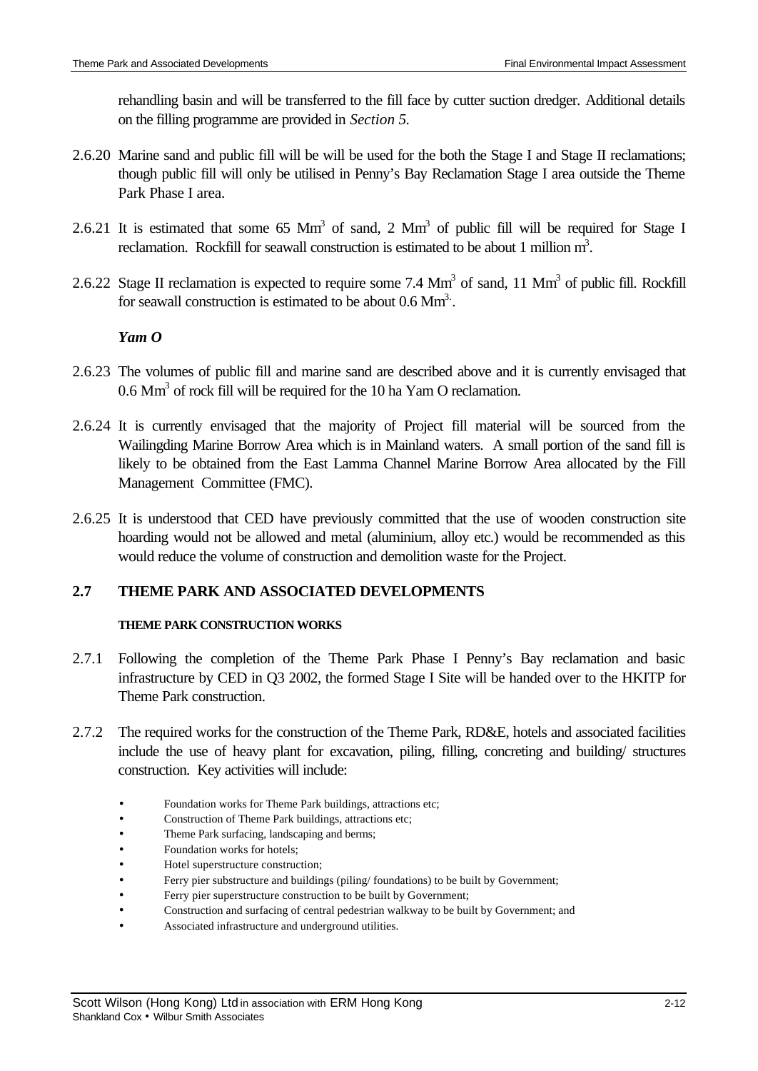rehandling basin and will be transferred to the fill face by cutter suction dredger. Additional details on the filling programme are provided in *Section 5*.

2.6.20 Marine sand and public fill will be will be used for the both the Stage I and Stage II reclamations; though public fill will only be utilised in Penny's Bay Reclamation Stage I area outside the Theme Park Phase I area.

2.6.21 It is estimated that some 65 $Mm^3$ of sand, 2 $Mm^3$ of public fill will be required for Stage I reclamation. Rockfill for seawall construction is estimated to be about 1 million $m^3$.

2.6.22 Stage II reclamation is expected to require some 7.4 $Mm^3$ of sand, 11 $Mm^3$ of public fill. Rockfill for seawall construction is estimated to be about 0.6 $Mm^3$.

***Yam O***

2.6.23 The volumes of public fill and marine sand are described above and it is currently envisaged that 0.6 $Mm^3$ of rock fill will be required for the 10 ha Yam O reclamation.

2.6.24 It is currently envisaged that the majority of Project fill material will be sourced from the Wailingding Marine Borrow Area which is in Mainland waters. A small portion of the sand fill is likely to be obtained from the East Lamma Channel Marine Borrow Area allocated by the Fill Management Committee (FMC).

2.6.25 It is understood that CED have previously committed that the use of wooden construction site hoarding would not be allowed and metal (aluminium, alloy etc.) would be recommended as this would reduce the volume of construction and demolition waste for the Project.

## 2.7 THEME PARK AND ASSOCIATED DEVELOPMENTS

### THEME PARK CONSTRUCTION WORKS

2.7.1 Following the completion of the Theme Park Phase I Penny's Bay reclamation and basic infrastructure by CED in Q3 2002, the formed Stage I Site will be handed over to the HKITP for Theme Park construction.

2.7.2 The required works for the construction of the Theme Park, RD&E, hotels and associated facilities include the use of heavy plant for excavation, piling, filling, concreting and building/ structures construction. Key activities will include:

- Foundation works for Theme Park buildings, attractions etc;
- Construction of Theme Park buildings, attractions etc;
- Theme Park surfacing, landscaping and berms;
- Foundation works for hotels;
- Hotel superstructure construction;
- Ferry pier substructure and buildings (piling/ foundations) to be built by Government;
- Ferry pier superstructure construction to be built by Government;
- Construction and surfacing of central pedestrian walkway to be built by Government; and
- Associated infrastructure and underground utilities.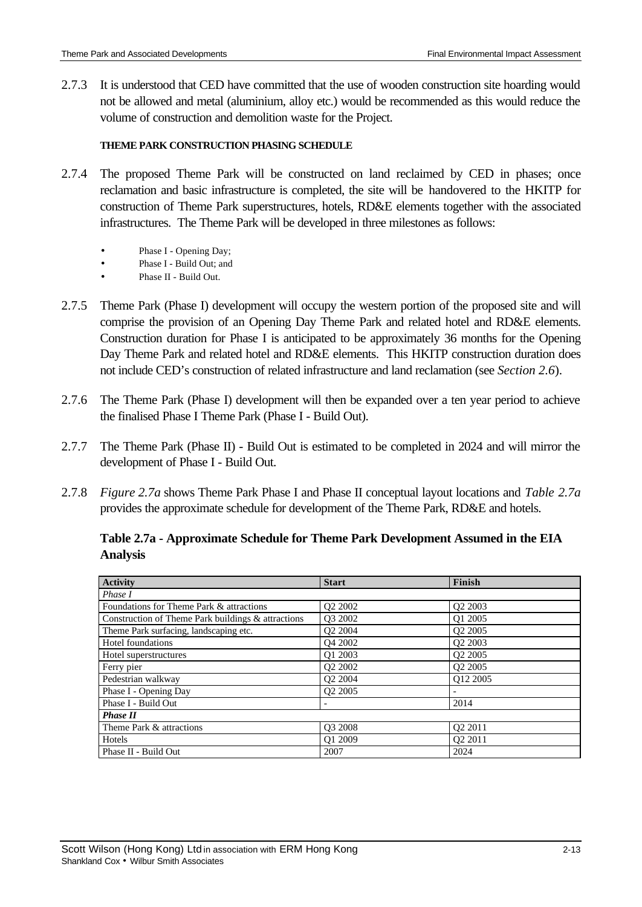2.7.3 It is understood that CED have committed that the use of wooden construction site hoarding would not be allowed and metal (aluminium, alloy etc.) would be recommended as this would reduce the volume of construction and demolition waste for the Project.

**THEME PARK CONSTRUCTION PHASING SCHEDULE**

2.7.4 The proposed Theme Park will be constructed on land reclaimed by CED in phases; once reclamation and basic infrastructure is completed, the site will be handovered to the HKITP for construction of Theme Park superstructures, hotels, RD&E elements together with the associated infrastructures. The Theme Park will be developed in three milestones as follows:

- Phase I - Opening Day;
- Phase I - Build Out; and
- Phase II - Build Out.

2.7.5 Theme Park (Phase I) development will occupy the western portion of the proposed site and will comprise the provision of an Opening Day Theme Park and related hotel and RD&E elements. Construction duration for Phase I is anticipated to be approximately 36 months for the Opening Day Theme Park and related hotel and RD&E elements. This HKITP construction duration does not include CED's construction of related infrastructure and land reclamation (see *Section 2.6*).

2.7.6 The Theme Park (Phase I) development will then be expanded over a ten year period to achieve the finalised Phase I Theme Park (Phase I - Build Out).

2.7.7 The Theme Park (Phase II) - Build Out is estimated to be completed in 2024 and will mirror the development of Phase I - Build Out.

2.7.8 *Figure 2.7a* shows Theme Park Phase I and Phase II conceptual layout locations and *Table 2.7a* provides the approximate schedule for development of the Theme Park, RD&E and hotels.

**Table 2.7a - Approximate Schedule for Theme Park Development Assumed in the EIA Analysis**

| Activity | Start | Finish |
|---|---|---|
| *Phase I* | | |
| Foundations for Theme Park & attractions | Q2 2002 | Q2 2003 |
| Construction of Theme Park buildings & attractions | Q3 2002 | Q1 2005 |
| Theme Park surfacing, landscaping etc. | Q2 2004 | Q2 2005 |
| Hotel foundations | Q4 2002 | Q2 2003 |
| Hotel superstructures | Q1 2003 | Q2 2005 |
| Ferry pier | Q2 2002 | Q2 2005 |
| Pedestrian walkway | Q2 2004 | Q12 2005 |
| Phase I - Opening Day | Q2 2005 | - |
| Phase I - Build Out | - | 2014 |
| ***Phase II*** | | |
| Theme Park & attractions | Q3 2008 | Q2 2011 |
| Hotels | Q1 2009 | Q2 2011 |
| Phase II - Build Out | 2007 | 2024 |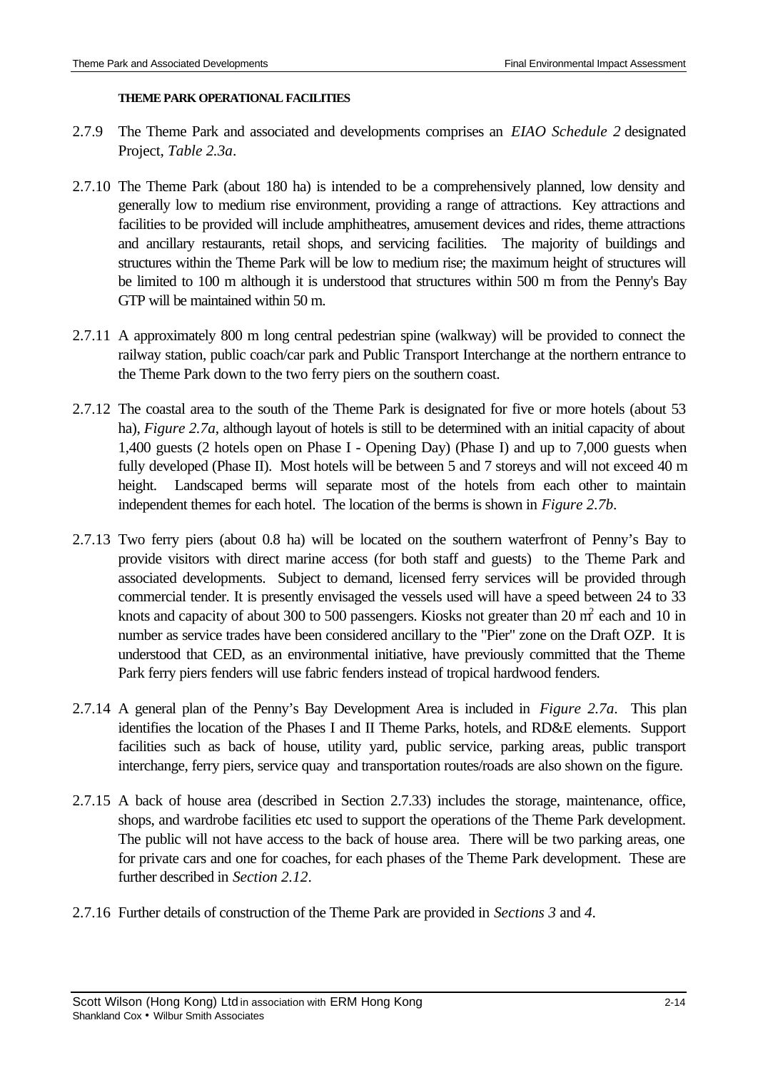**THEME PARK OPERATIONAL FACILITIES**

2.7.9 The Theme Park and associated and developments comprises an *EIAO Schedule 2* designated Project, *Table 2.3a*.

2.7.10 The Theme Park (about 180 ha) is intended to be a comprehensively planned, low density and generally low to medium rise environment, providing a range of attractions. Key attractions and facilities to be provided will include amphitheatres, amusement devices and rides, theme attractions and ancillary restaurants, retail shops, and servicing facilities. The majority of buildings and structures within the Theme Park will be low to medium rise; the maximum height of structures will be limited to 100 m although it is understood that structures within 500 m from the Penny's Bay GTP will be maintained within 50 m.

2.7.11 A approximately 800 m long central pedestrian spine (walkway) will be provided to connect the railway station, public coach/car park and Public Transport Interchange at the northern entrance to the Theme Park down to the two ferry piers on the southern coast.

2.7.12 The coastal area to the south of the Theme Park is designated for five or more hotels (about 53 ha), *Figure 2.7a*, although layout of hotels is still to be determined with an initial capacity of about 1,400 guests (2 hotels open on Phase I - Opening Day) (Phase I) and up to 7,000 guests when fully developed (Phase II). Most hotels will be between 5 and 7 storeys and will not exceed 40 m height. Landscaped berms will separate most of the hotels from each other to maintain independent themes for each hotel. The location of the berms is shown in *Figure 2.7b*.

2.7.13 Two ferry piers (about 0.8 ha) will be located on the southern waterfront of Penny's Bay to provide visitors with direct marine access (for both staff and guests) to the Theme Park and associated developments. Subject to demand, licensed ferry services will be provided through commercial tender. It is presently envisaged the vessels used will have a speed between 24 to 33 knots and capacity of about 300 to 500 passengers. Kiosks not greater than 20 $m^2$ each and 10 in number as service trades have been considered ancillary to the "Pier" zone on the Draft OZP. It is understood that CED, as an environmental initiative, have previously committed that the Theme Park ferry piers fenders will use fabric fenders instead of tropical hardwood fenders.

2.7.14 A general plan of the Penny's Bay Development Area is included in *Figure 2.7a*. This plan identifies the location of the Phases I and II Theme Parks, hotels, and RD&E elements. Support facilities such as back of house, utility yard, public service, parking areas, public transport interchange, ferry piers, service quay and transportation routes/roads are also shown on the figure.

2.7.15 A back of house area (described in Section 2.7.33) includes the storage, maintenance, office, shops, and wardrobe facilities etc used to support the operations of the Theme Park development. The public will not have access to the back of house area. There will be two parking areas, one for private cars and one for coaches, for each phases of the Theme Park development. These are further described in *Section 2.12*.

2.7.16 Further details of construction of the Theme Park are provided in *Sections 3* and *4*.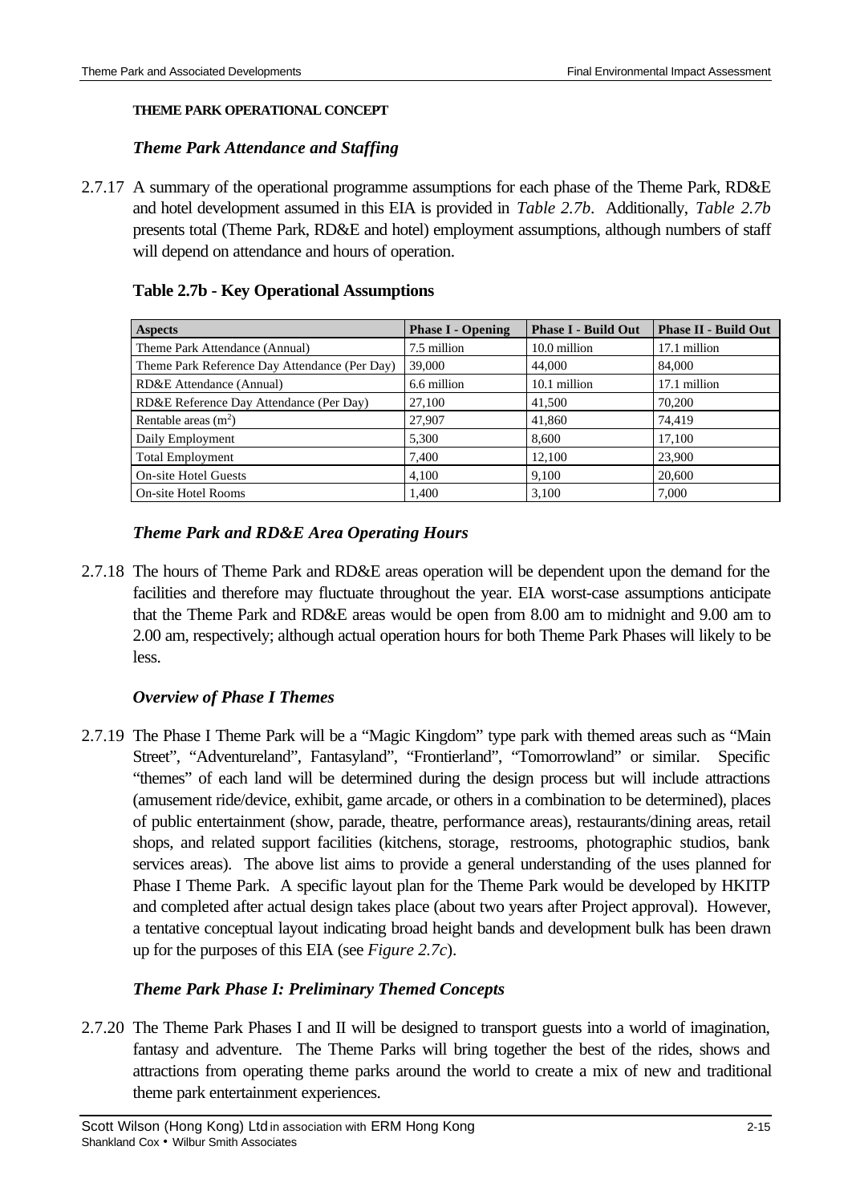**THEME PARK OPERATIONAL CONCEPT**

### *Theme Park Attendance and Staffing*

2.7.17 A summary of the operational programme assumptions for each phase of the Theme Park, RD&E and hotel development assumed in this EIA is provided in *Table 2.7b*. Additionally, *Table 2.7b* presents total (Theme Park, RD&E and hotel) employment assumptions, although numbers of staff will depend on attendance and hours of operation.

**Table 2.7b - Key Operational Assumptions**

| Aspects | Phase I - Opening | Phase I - Build Out | Phase II - Build Out |
|---|---|---|---|
| Theme Park Attendance (Annual) | 7.5 million | 10.0 million | 17.1 million |
| Theme Park Reference Day Attendance (Per Day) | 39,000 | 44,000 | 84,000 |
| RD&E Attendance (Annual) | 6.6 million | 10.1 million | 17.1 million |
| RD&E Reference Day Attendance (Per Day) | 27,100 | 41,500 | 70,200 |
| Rentable areas ($m^2$) | 27,907 | 41,860 | 74,419 |
| Daily Employment | 5,300 | 8,600 | 17,100 |
| Total Employment | 7,400 | 12,100 | 23,900 |
| On-site Hotel Guests | 4,100 | 9,100 | 20,600 |
| On-site Hotel Rooms | 1,400 | 3,100 | 7,000 |

### *Theme Park and RD&E Area Operating Hours*

2.7.18 The hours of Theme Park and RD&E areas operation will be dependent upon the demand for the facilities and therefore may fluctuate throughout the year. EIA worst-case assumptions anticipate that the Theme Park and RD&E areas would be open from 8.00 am to midnight and 9.00 am to 2.00 am, respectively; although actual operation hours for both Theme Park Phases will likely to be less.

### *Overview of Phase I Themes*

2.7.19 The Phase I Theme Park will be a "Magic Kingdom" type park with themed areas such as "Main Street", "Adventureland", Fantasyland", "Frontierland", "Tomorrowland" or similar. Specific "themes" of each land will be determined during the design process but will include attractions (amusement ride/device, exhibit, game arcade, or others in a combination to be determined), places of public entertainment (show, parade, theatre, performance areas), restaurants/dining areas, retail shops, and related support facilities (kitchens, storage, restrooms, photographic studios, bank services areas). The above list aims to provide a general understanding of the uses planned for Phase I Theme Park. A specific layout plan for the Theme Park would be developed by HKITP and completed after actual design takes place (about two years after Project approval). However, a tentative conceptual layout indicating broad height bands and development bulk has been drawn up for the purposes of this EIA (see *Figure 2.7c*).

### *Theme Park Phase I: Preliminary Themed Concepts*

2.7.20 The Theme Park Phases I and II will be designed to transport guests into a world of imagination, fantasy and adventure. The Theme Parks will bring together the best of the rides, shows and attractions from operating theme parks around the world to create a mix of new and traditional theme park entertainment experiences.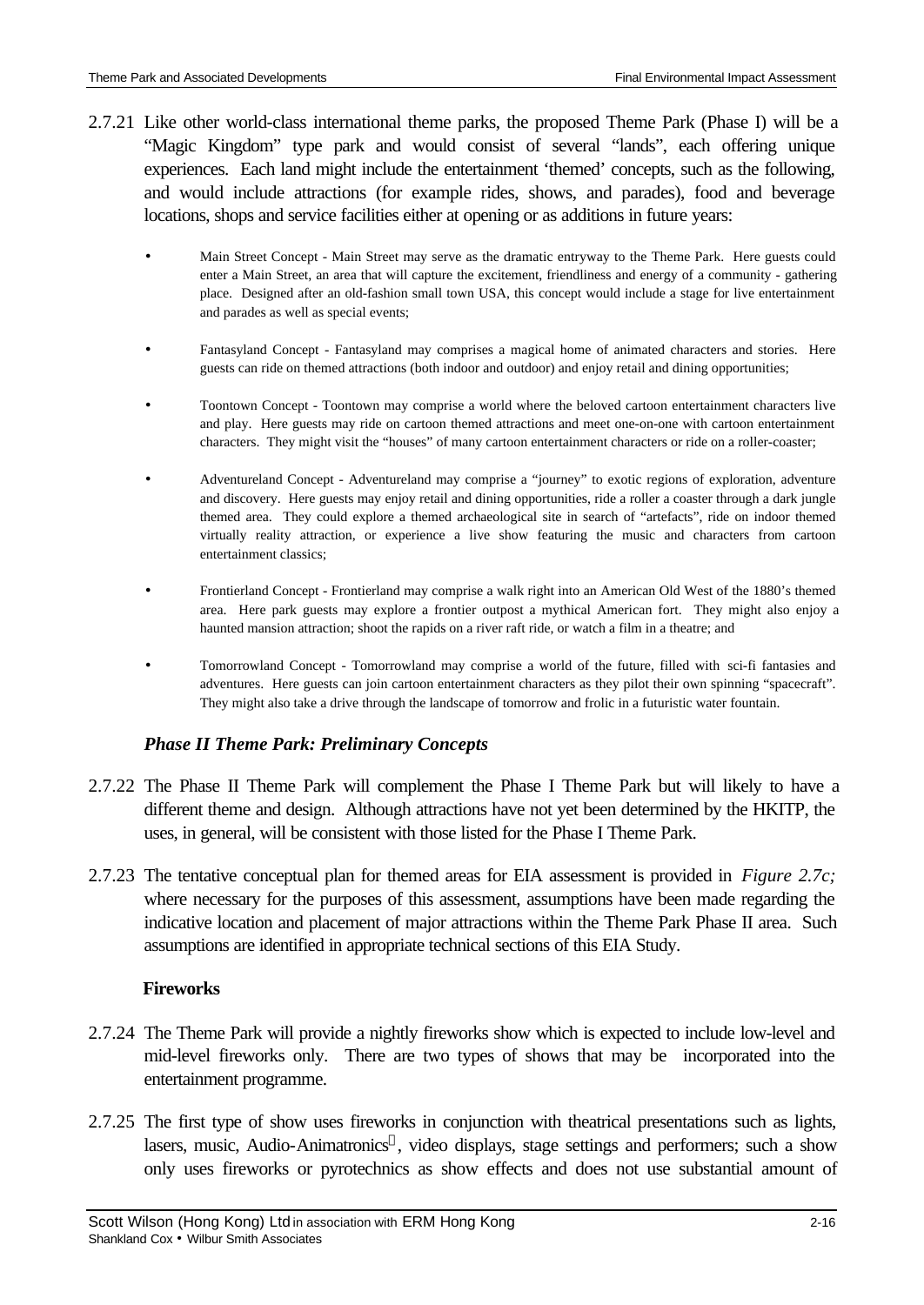2.7.21 Like other world-class international theme parks, the proposed Theme Park (Phase I) will be a "Magic Kingdom" type park and would consist of several "lands", each offering unique experiences. Each land might include the entertainment 'themed' concepts, such as the following, and would include attractions (for example rides, shows, and parades), food and beverage locations, shops and service facilities either at opening or as additions in future years:

- Main Street Concept - Main Street may serve as the dramatic entryway to the Theme Park. Here guests could enter a Main Street, an area that will capture the excitement, friendliness and energy of a community - gathering place. Designed after an old-fashion small town USA, this concept would include a stage for live entertainment and parades as well as special events;

- Fantasyland Concept - Fantasyland may comprises a magical home of animated characters and stories. Here guests can ride on themed attractions (both indoor and outdoor) and enjoy retail and dining opportunities;

- Toontown Concept - Toontown may comprise a world where the beloved cartoon entertainment characters live and play. Here guests may ride on cartoon themed attractions and meet one-on-one with cartoon entertainment characters. They might visit the "houses" of many cartoon entertainment characters or ride on a roller-coaster;

- Adventureland Concept - Adventureland may comprise a "journey" to exotic regions of exploration, adventure and discovery. Here guests may enjoy retail and dining opportunities, ride a roller a coaster through a dark jungle themed area. They could explore a themed archaeological site in search of "artefacts", ride on indoor themed virtually reality attraction, or experience a live show featuring the music and characters from cartoon entertainment classics;

- Frontierland Concept - Frontierland may comprise a walk right into an American Old West of the 1880's themed area. Here park guests may explore a frontier outpost a mythical American fort. They might also enjoy a haunted mansion attraction; shoot the rapids on a river raft ride, or watch a film in a theatre; and

- Tomorrowland Concept - Tomorrowland may comprise a world of the future, filled with sci-fi fantasies and adventures. Here guests can join cartoon entertainment characters as they pilot their own spinning "spacecraft". They might also take a drive through the landscape of tomorrow and frolic in a futuristic water fountain.

### *Phase II Theme Park: Preliminary Concepts*

2.7.22 The Phase II Theme Park will complement the Phase I Theme Park but will likely to have a different theme and design. Although attractions have not yet been determined by the HKITP, the uses, in general, will be consistent with those listed for the Phase I Theme Park.

2.7.23 The tentative conceptual plan for themed areas for EIA assessment is provided in *Figure 2.7c;* where necessary for the purposes of this assessment, assumptions have been made regarding the indicative location and placement of major attractions within the Theme Park Phase II area. Such assumptions are identified in appropriate technical sections of this EIA Study.

### **Fireworks**

2.7.24 The Theme Park will provide a nightly fireworks show which is expected to include low-level and mid-level fireworks only. There are two types of shows that may be incorporated into the entertainment programme.

2.7.25 The first type of show uses fireworks in conjunction with theatrical presentations such as lights, lasers, music, Audio-Animatronics®, video displays, stage settings and performers; such a show only uses fireworks or pyrotechnics as show effects and does not use substantial amount of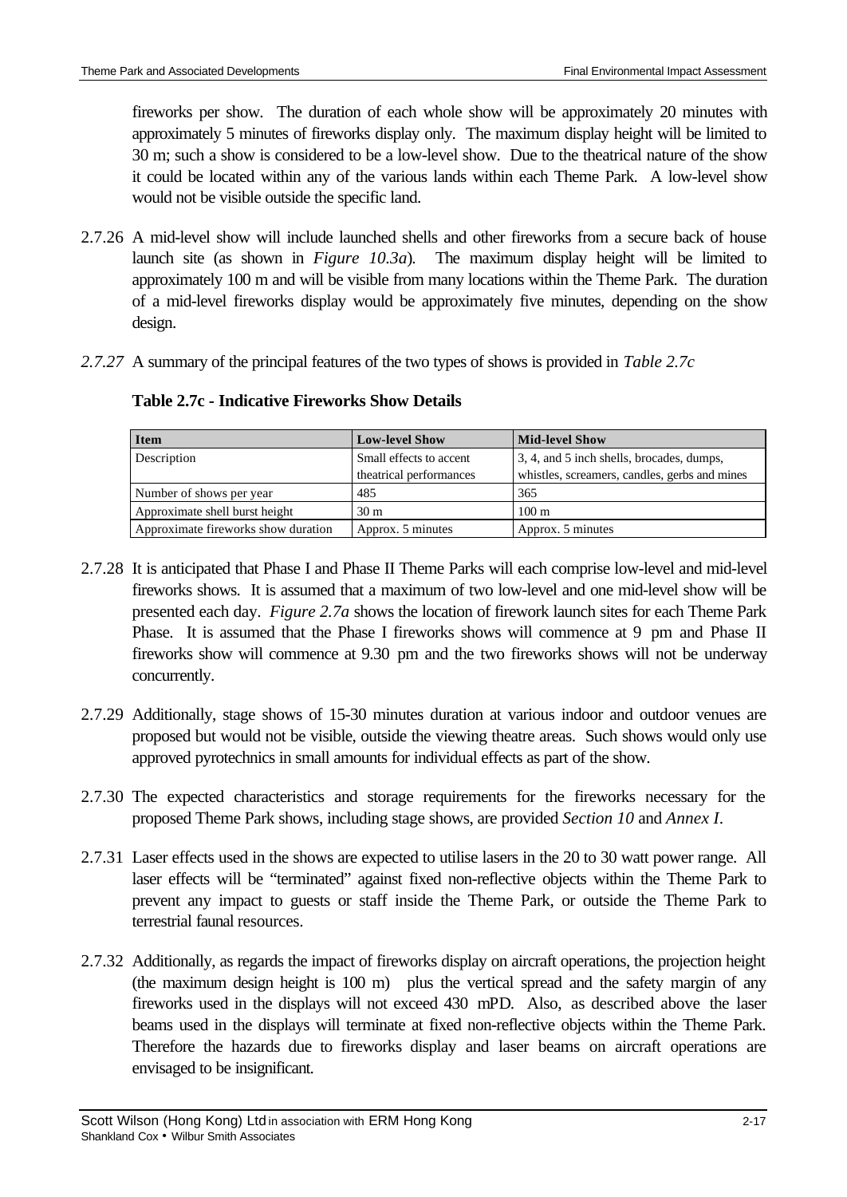fireworks per show. The duration of each whole show will be approximately 20 minutes with approximately 5 minutes of fireworks display only. The maximum display height will be limited to 30 m; such a show is considered to be a low-level show. Due to the theatrical nature of the show it could be located within any of the various lands within each Theme Park. A low-level show would not be visible outside the specific land.

2.7.26 A mid-level show will include launched shells and other fireworks from a secure back of house launch site (as shown in *Figure 10.3a*). The maximum display height will be limited to approximately 100 m and will be visible from many locations within the Theme Park. The duration of a mid-level fireworks display would be approximately five minutes, depending on the show design.

*2.7.27* A summary of the principal features of the two types of shows is provided in *Table 2.7c*

**Table 2.7c - Indicative Fireworks Show Details**

| Item | Low-level Show | Mid-level Show |
|---|---|---|
| Description | Small effects to accent theatrical performances | 3, 4, and 5 inch shells, brocades, dumps, whistles, screamers, candles, gerbs and mines |
| Number of shows per year | 485 | 365 |
| Approximate shell burst height | 30 m | 100 m |
| Approximate fireworks show duration | Approx. 5 minutes | Approx. 5 minutes |

2.7.28 It is anticipated that Phase I and Phase II Theme Parks will each comprise low-level and mid-level fireworks shows. It is assumed that a maximum of two low-level and one mid-level show will be presented each day. *Figure 2.7a* shows the location of firework launch sites for each Theme Park Phase. It is assumed that the Phase I fireworks shows will commence at 9 pm and Phase II fireworks show will commence at 9.30 pm and the two fireworks shows will not be underway concurrently.

2.7.29 Additionally, stage shows of 15-30 minutes duration at various indoor and outdoor venues are proposed but would not be visible, outside the viewing theatre areas. Such shows would only use approved pyrotechnics in small amounts for individual effects as part of the show.

2.7.30 The expected characteristics and storage requirements for the fireworks necessary for the proposed Theme Park shows, including stage shows, are provided *Section 10* and *Annex I*.

2.7.31 Laser effects used in the shows are expected to utilise lasers in the 20 to 30 watt power range. All laser effects will be "terminated" against fixed non-reflective objects within the Theme Park to prevent any impact to guests or staff inside the Theme Park, or outside the Theme Park to terrestrial faunal resources.

2.7.32 Additionally, as regards the impact of fireworks display on aircraft operations, the projection height (the maximum design height is 100 m) plus the vertical spread and the safety margin of any fireworks used in the displays will not exceed 430 mPD. Also, as described above the laser beams used in the displays will terminate at fixed non-reflective objects within the Theme Park. Therefore the hazards due to fireworks display and laser beams on aircraft operations are envisaged to be insignificant.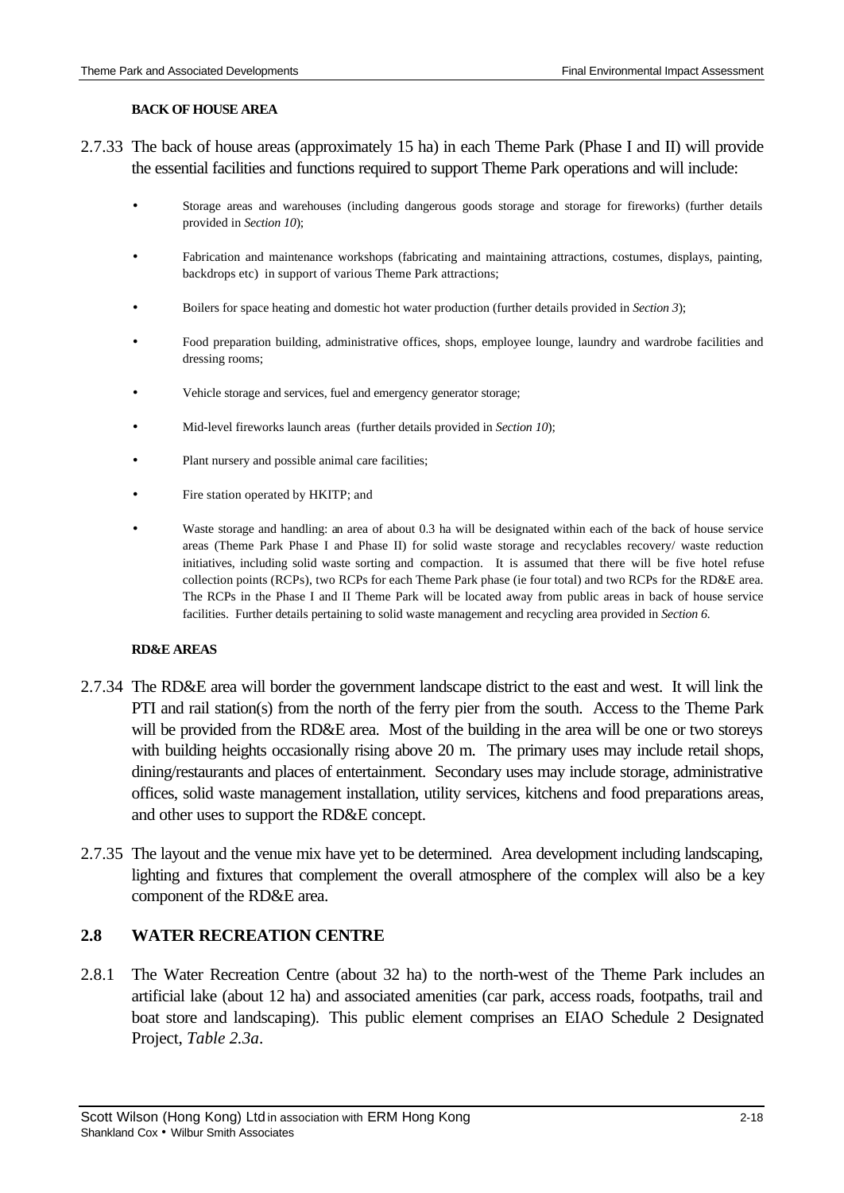**BACK OF HOUSE AREA**

2.7.33 The back of house areas (approximately 15 ha) in each Theme Park (Phase I and II) will provide the essential facilities and functions required to support Theme Park operations and will include:

- Storage areas and warehouses (including dangerous goods storage and storage for fireworks) (further details provided in *Section 10*);
- Fabrication and maintenance workshops (fabricating and maintaining attractions, costumes, displays, painting, backdrops etc) in support of various Theme Park attractions;
- Boilers for space heating and domestic hot water production (further details provided in *Section 3*);
- Food preparation building, administrative offices, shops, employee lounge, laundry and wardrobe facilities and dressing rooms;
- Vehicle storage and services, fuel and emergency generator storage;
- Mid-level fireworks launch areas (further details provided in *Section 10*);
- Plant nursery and possible animal care facilities;
- Fire station operated by HKITP; and
- Waste storage and handling: an area of about 0.3 ha will be designated within each of the back of house service areas (Theme Park Phase I and Phase II) for solid waste storage and recyclables recovery/ waste reduction initiatives, including solid waste sorting and compaction. It is assumed that there will be five hotel refuse collection points (RCPs), two RCPs for each Theme Park phase (ie four total) and two RCPs for the RD&E area. The RCPs in the Phase I and II Theme Park will be located away from public areas in back of house service facilities. Further details pertaining to solid waste management and recycling area provided in *Section 6*.

**RD&E AREAS**

2.7.34 The RD&E area will border the government landscape district to the east and west. It will link the PTI and rail station(s) from the north of the ferry pier from the south. Access to the Theme Park will be provided from the RD&E area. Most of the building in the area will be one or two storeys with building heights occasionally rising above 20 m. The primary uses may include retail shops, dining/restaurants and places of entertainment. Secondary uses may include storage, administrative offices, solid waste management installation, utility services, kitchens and food preparations areas, and other uses to support the RD&E concept.

2.7.35 The layout and the venue mix have yet to be determined. Area development including landscaping, lighting and fixtures that complement the overall atmosphere of the complex will also be a key component of the RD&E area.

## 2.8 WATER RECREATION CENTRE

2.8.1 The Water Recreation Centre (about 32 ha) to the north-west of the Theme Park includes an artificial lake (about 12 ha) and associated amenities (car park, access roads, footpaths, trail and boat store and landscaping). This public element comprises an EIAO Schedule 2 Designated Project, *Table 2.3a*.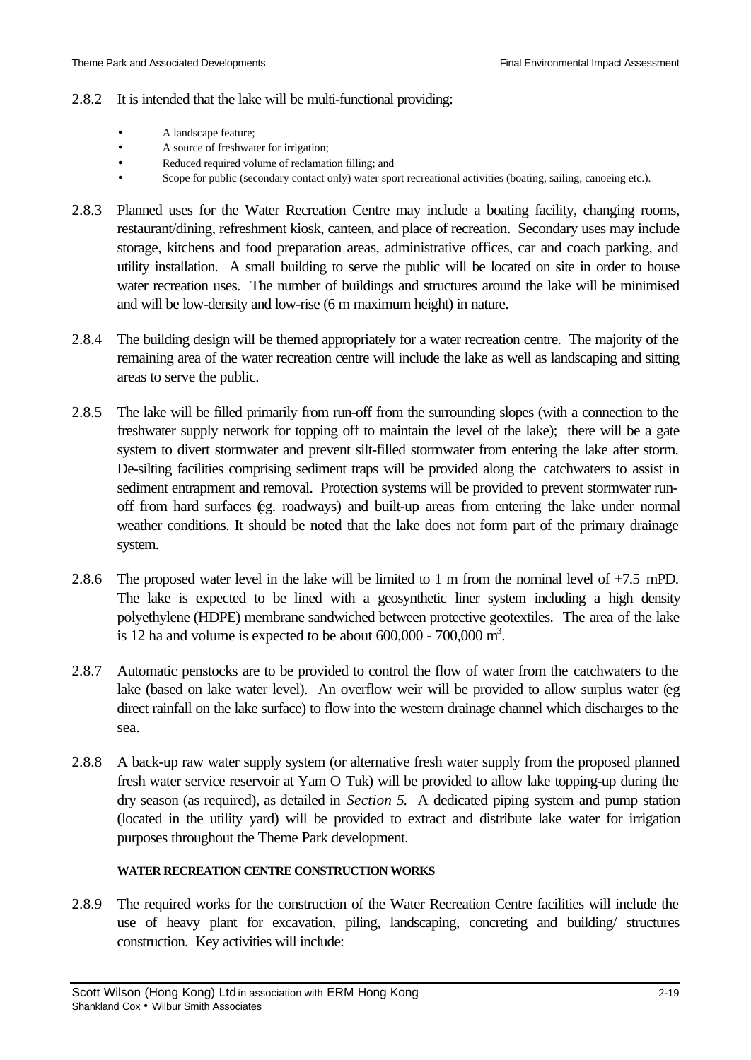2.8.2 It is intended that the lake will be multi-functional providing:

- A landscape feature;
- A source of freshwater for irrigation;
- Reduced required volume of reclamation filling; and
- Scope for public (secondary contact only) water sport recreational activities (boating, sailing, canoeing etc.).

2.8.3 Planned uses for the Water Recreation Centre may include a boating facility, changing rooms, restaurant/dining, refreshment kiosk, canteen, and place of recreation. Secondary uses may include storage, kitchens and food preparation areas, administrative offices, car and coach parking, and utility installation. A small building to serve the public will be located on site in order to house water recreation uses. The number of buildings and structures around the lake will be minimised and will be low-density and low-rise (6 m maximum height) in nature.

2.8.4 The building design will be themed appropriately for a water recreation centre. The majority of the remaining area of the water recreation centre will include the lake as well as landscaping and sitting areas to serve the public.

2.8.5 The lake will be filled primarily from run-off from the surrounding slopes (with a connection to the freshwater supply network for topping off to maintain the level of the lake); there will be a gate system to divert stormwater and prevent silt-filled stormwater from entering the lake after storm. De-silting facilities comprising sediment traps will be provided along the catchwaters to assist in sediment entrapment and removal. Protection systems will be provided to prevent stormwater run-off from hard surfaces (eg. roadways) and built-up areas from entering the lake under normal weather conditions. It should be noted that the lake does not form part of the primary drainage system.

2.8.6 The proposed water level in the lake will be limited to 1 m from the nominal level of +7.5 mPD. The lake is expected to be lined with a geosynthetic liner system including a high density polyethylene (HDPE) membrane sandwiched between protective geotextiles. The area of the lake is 12 ha and volume is expected to be about 600,000 - 700,000 $m^3$.

2.8.7 Automatic penstocks are to be provided to control the flow of water from the catchwaters to the lake (based on lake water level). An overflow weir will be provided to allow surplus water (eg direct rainfall on the lake surface) to flow into the western drainage channel which discharges to the sea.

2.8.8 A back-up raw water supply system (or alternative fresh water supply from the proposed planned fresh water service reservoir at Yam O Tuk) will be provided to allow lake topping-up during the dry season (as required), as detailed in *Section 5.* A dedicated piping system and pump station (located in the utility yard) will be provided to extract and distribute lake water for irrigation purposes throughout the Theme Park development.

**WATER RECREATION CENTRE CONSTRUCTION WORKS**

2.8.9 The required works for the construction of the Water Recreation Centre facilities will include the use of heavy plant for excavation, piling, landscaping, concreting and building/ structures construction. Key activities will include: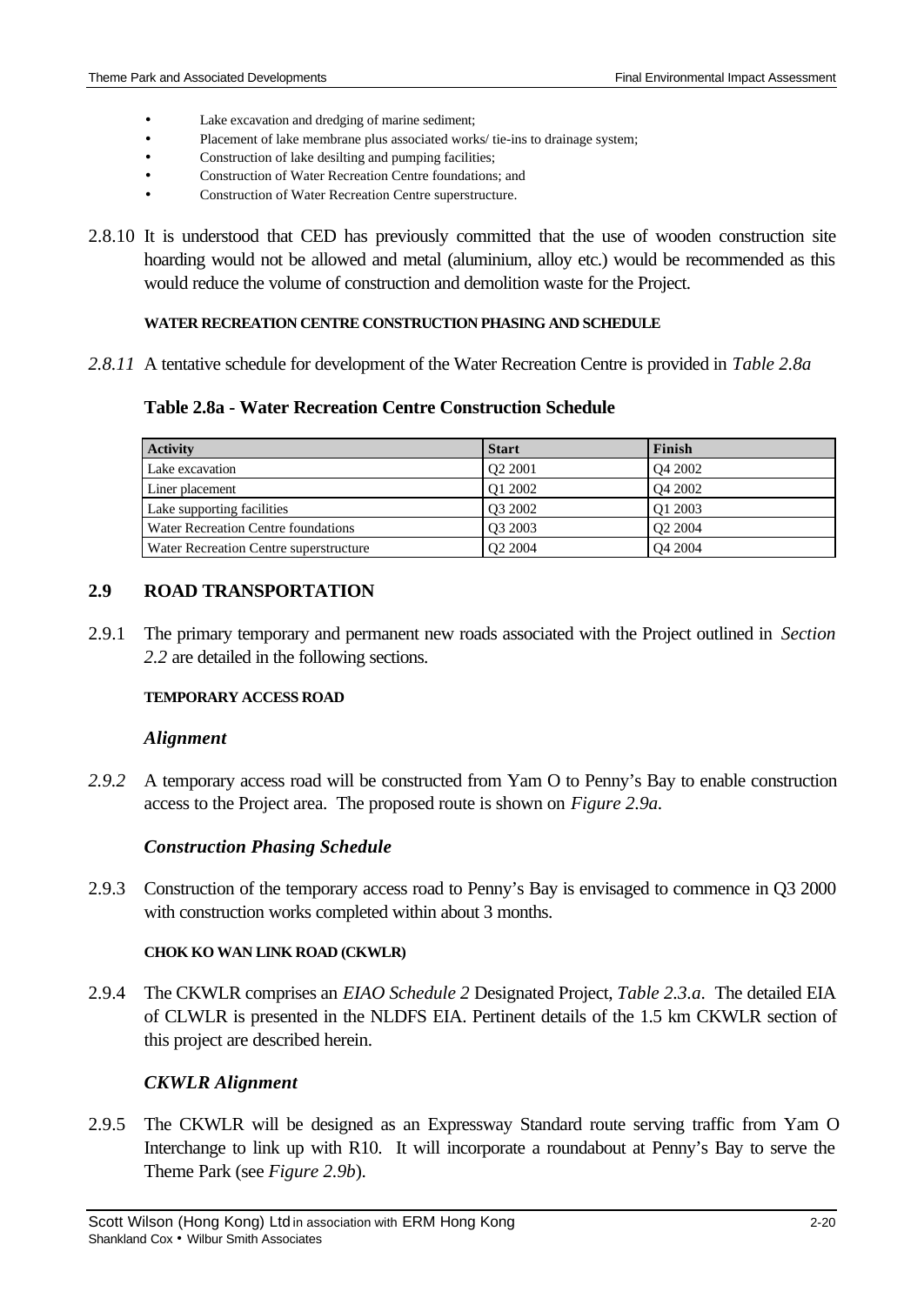- Lake excavation and dredging of marine sediment;
- Placement of lake membrane plus associated works/ tie-ins to drainage system;
- Construction of lake desilting and pumping facilities;
- Construction of Water Recreation Centre foundations; and
- Construction of Water Recreation Centre superstructure.

2.8.10 It is understood that CED has previously committed that the use of wooden construction site hoarding would not be allowed and metal (aluminium, alloy etc.) would be recommended as this would reduce the volume of construction and demolition waste for the Project.

#### WATER RECREATION CENTRE CONSTRUCTION PHASING AND SCHEDULE

*2.8.11* A tentative schedule for development of the Water Recreation Centre is provided in *Table 2.8a*

**Table 2.8a - Water Recreation Centre Construction Schedule**

| Activity | Start | Finish |
|---|---|---|
| Lake excavation | Q2 2001 | Q4 2002 |
| Liner placement | Q1 2002 | Q4 2002 |
| Lake supporting facilities | Q3 2002 | Q1 2003 |
| Water Recreation Centre foundations | Q3 2003 | Q2 2004 |
| Water Recreation Centre superstructure | Q2 2004 | Q4 2004 |

## 2.9 ROAD TRANSPORTATION

2.9.1 The primary temporary and permanent new roads associated with the Project outlined in *Section 2.2* are detailed in the following sections.

#### TEMPORARY ACCESS ROAD

### *Alignment*

*2.9.2* A temporary access road will be constructed from Yam O to Penny's Bay to enable construction access to the Project area. The proposed route is shown on *Figure 2.9a*.

### *Construction Phasing Schedule*

2.9.3 Construction of the temporary access road to Penny's Bay is envisaged to commence in Q3 2000 with construction works completed within about 3 months.

#### CHOK KO WAN LINK ROAD (CKWLR)

2.9.4 The CKWLR comprises an *EIAO Schedule 2* Designated Project, *Table 2.3.a*. The detailed EIA of CLWLR is presented in the NLDFS EIA. Pertinent details of the 1.5 km CKWLR section of this project are described herein.

### *CKWLR Alignment*

2.9.5 The CKWLR will be designed as an Expressway Standard route serving traffic from Yam O Interchange to link up with R10. It will incorporate a roundabout at Penny's Bay to serve the Theme Park (see *Figure 2.9b*).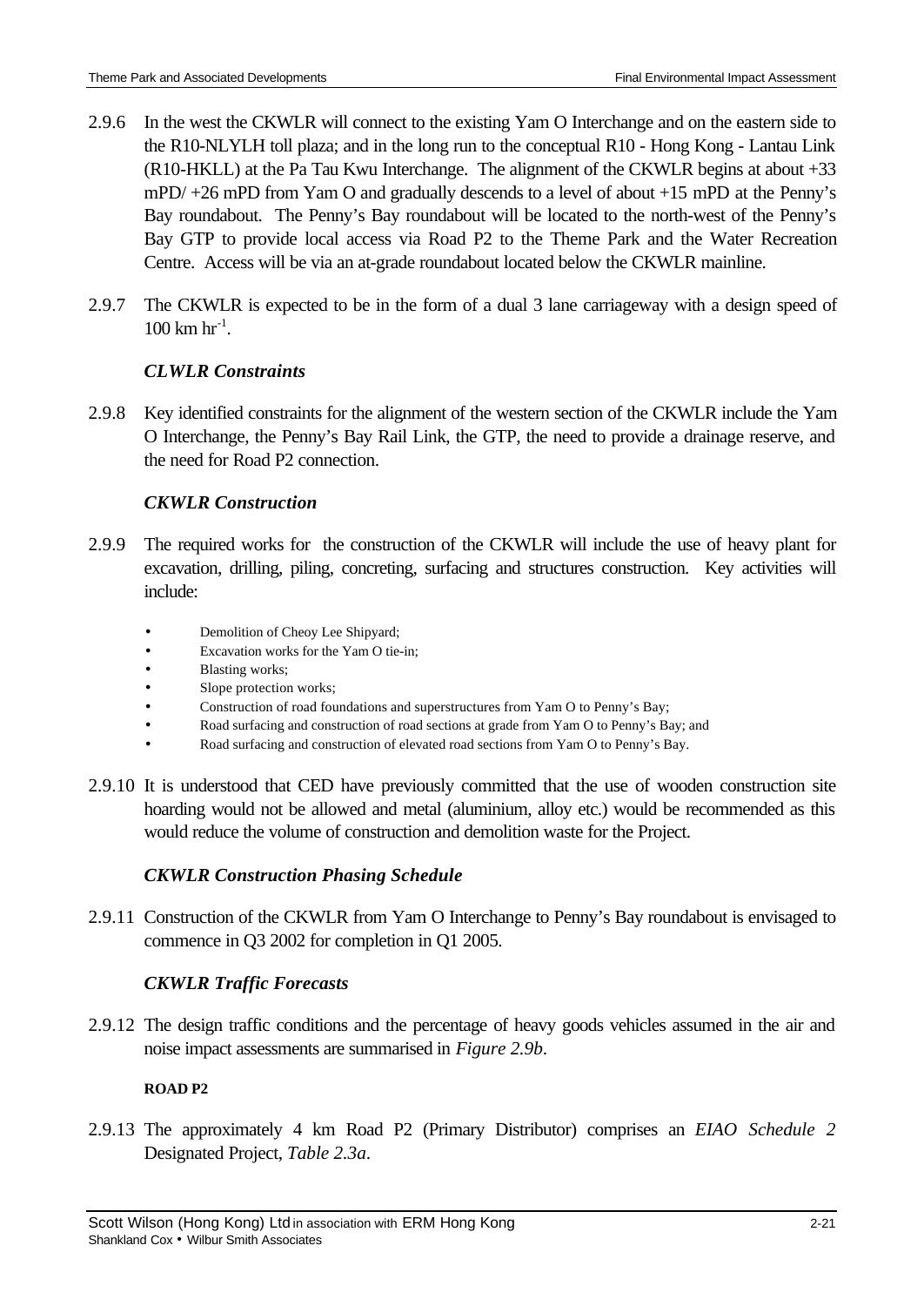2.9.6 In the west the CKWLR will connect to the existing Yam O Interchange and on the eastern side to the R10-NLYLH toll plaza; and in the long run to the conceptual R10 - Hong Kong - Lantau Link (R10-HKLL) at the Pa Tau Kwu Interchange. The alignment of the CKWLR begins at about +33 mPD/ +26 mPD from Yam O and gradually descends to a level of about +15 mPD at the Penny's Bay roundabout. The Penny's Bay roundabout will be located to the north-west of the Penny's Bay GTP to provide local access via Road P2 to the Theme Park and the Water Recreation Centre. Access will be via an at-grade roundabout located below the CKWLR mainline.

2.9.7 The CKWLR is expected to be in the form of a dual 3 lane carriageway with a design speed of 100 km $hr^{-1}$.

### *CLWLR Constraints*

2.9.8 Key identified constraints for the alignment of the western section of the CKWLR include the Yam O Interchange, the Penny's Bay Rail Link, the GTP, the need to provide a drainage reserve, and the need for Road P2 connection.

### *CKWLR Construction*

2.9.9 The required works for the construction of the CKWLR will include the use of heavy plant for excavation, drilling, piling, concreting, surfacing and structures construction. Key activities will include:

- Demolition of Cheoy Lee Shipyard;
- Excavation works for the Yam O tie-in;
- Blasting works;
- Slope protection works;
- Construction of road foundations and superstructures from Yam O to Penny's Bay;
- Road surfacing and construction of road sections at grade from Yam O to Penny's Bay; and
- Road surfacing and construction of elevated road sections from Yam O to Penny's Bay.

2.9.10 It is understood that CED have previously committed that the use of wooden construction site hoarding would not be allowed and metal (aluminium, alloy etc.) would be recommended as this would reduce the volume of construction and demolition waste for the Project.

### *CKWLR Construction Phasing Schedule*

2.9.11 Construction of the CKWLR from Yam O Interchange to Penny's Bay roundabout is envisaged to commence in Q3 2002 for completion in Q1 2005.

### *CKWLR Traffic Forecasts*

2.9.12 The design traffic conditions and the percentage of heavy goods vehicles assumed in the air and noise impact assessments are summarised in *Figure 2.9b*.

**ROAD P2**

2.9.13 The approximately 4 km Road P2 (Primary Distributor) comprises an *EIAO Schedule 2* Designated Project, *Table 2.3a*.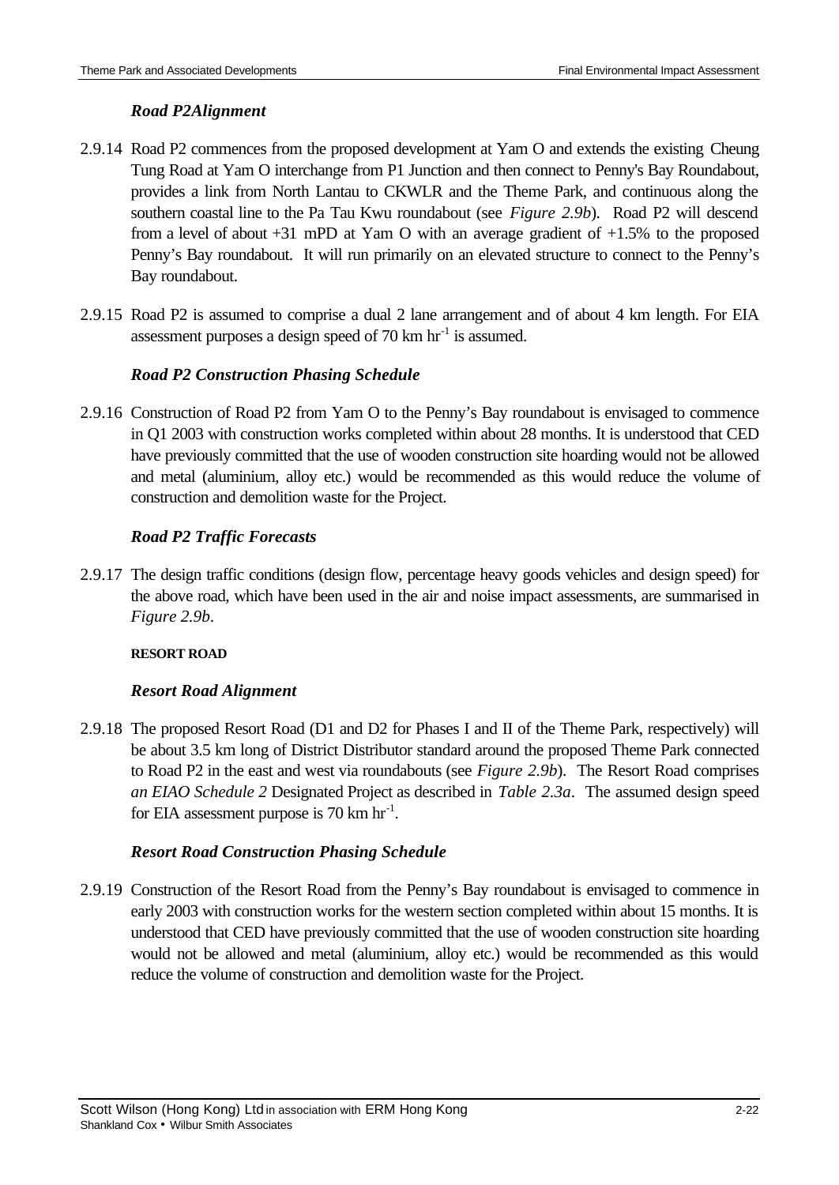### *Road P2Alignment*

2.9.14 Road P2 commences from the proposed development at Yam O and extends the existing Cheung Tung Road at Yam O interchange from P1 Junction and then connect to Penny's Bay Roundabout, provides a link from North Lantau to CKWLR and the Theme Park, and continuous along the southern coastal line to the Pa Tau Kwu roundabout (see *Figure 2.9b*). Road P2 will descend from a level of about +31 mPD at Yam O with an average gradient of +1.5% to the proposed Penny's Bay roundabout. It will run primarily on an elevated structure to connect to the Penny's Bay roundabout.

2.9.15 Road P2 is assumed to comprise a dual 2 lane arrangement and of about 4 km length. For EIA assessment purposes a design speed of 70 km $hr^{-1}$ is assumed.

### *Road P2 Construction Phasing Schedule*

2.9.16 Construction of Road P2 from Yam O to the Penny's Bay roundabout is envisaged to commence in Q1 2003 with construction works completed within about 28 months. It is understood that CED have previously committed that the use of wooden construction site hoarding would not be allowed and metal (aluminium, alloy etc.) would be recommended as this would reduce the volume of construction and demolition waste for the Project.

### *Road P2 Traffic Forecasts*

2.9.17 The design traffic conditions (design flow, percentage heavy goods vehicles and design speed) for the above road, which have been used in the air and noise impact assessments, are summarised in *Figure 2.9b*.

**RESORT ROAD**

### *Resort Road Alignment*

2.9.18 The proposed Resort Road (D1 and D2 for Phases I and II of the Theme Park, respectively) will be about 3.5 km long of District Distributor standard around the proposed Theme Park connected to Road P2 in the east and west via roundabouts (see *Figure 2.9b*). The Resort Road comprises *an EIAO Schedule 2* Designated Project as described in *Table 2.3a*. The assumed design speed for EIA assessment purpose is 70 km $hr^{-1}$.

### *Resort Road Construction Phasing Schedule*

2.9.19 Construction of the Resort Road from the Penny's Bay roundabout is envisaged to commence in early 2003 with construction works for the western section completed within about 15 months. It is understood that CED have previously committed that the use of wooden construction site hoarding would not be allowed and metal (aluminium, alloy etc.) would be recommended as this would reduce the volume of construction and demolition waste for the Project.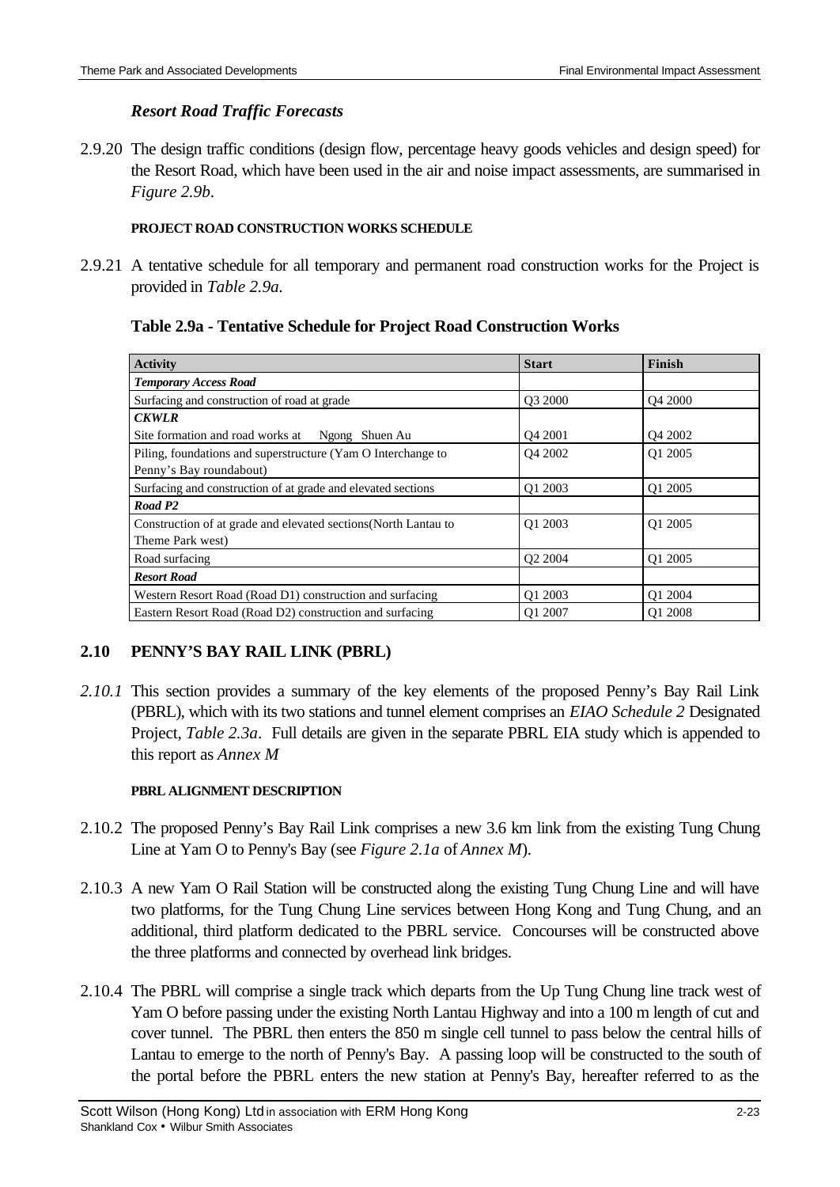### *Resort Road Traffic Forecasts*

2.9.20 The design traffic conditions (design flow, percentage heavy goods vehicles and design speed) for the Resort Road, which have been used in the air and noise impact assessments, are summarised in *Figure 2.9b*.

**PROJECT ROAD CONSTRUCTION WORKS SCHEDULE**

2.9.21 A tentative schedule for all temporary and permanent road construction works for the Project is provided in *Table 2.9a*.

**Table 2.9a - Tentative Schedule for Project Road Construction Works**

| Activity | Start | Finish |
|---|---|---|
| ***Temporary Access Road*** | | |
| Surfacing and construction of road at grade | Q3 2000 | Q4 2000 |
| ***CKWLR*** | | |
| Site formation and road works at Ngong Shuen Au | Q4 2001 | Q4 2002 |
| Piling, foundations and superstructure (Yam O Interchange to Penny's Bay roundabout) | Q4 2002 | Q1 2005 |
| Surfacing and construction of at grade and elevated sections | Q1 2003 | Q1 2005 |
| ***Road P2*** | | |
| Construction of at grade and elevated sections(North Lantau to Theme Park west) | Q1 2003 | Q1 2005 |
| Road surfacing | Q2 2004 | Q1 2005 |
| ***Resort Road*** | | |
| Western Resort Road (Road D1) construction and surfacing | Q1 2003 | Q1 2004 |
| Eastern Resort Road (Road D2) construction and surfacing | Q1 2007 | Q1 2008 |

## 2.10 PENNY'S BAY RAIL LINK (PBRL)

*2.10.1* This section provides a summary of the key elements of the proposed Penny's Bay Rail Link (PBRL), which with its two stations and tunnel element comprises an *EIAO Schedule 2* Designated Project, *Table 2.3a*. Full details are given in the separate PBRL EIA study which is appended to this report as *Annex M*

**PBRL ALIGNMENT DESCRIPTION**

2.10.2 The proposed Penny's Bay Rail Link comprises a new 3.6 km link from the existing Tung Chung Line at Yam O to Penny's Bay (see *Figure 2.1a* of *Annex M*).

2.10.3 A new Yam O Rail Station will be constructed along the existing Tung Chung Line and will have two platforms, for the Tung Chung Line services between Hong Kong and Tung Chung, and an additional, third platform dedicated to the PBRL service. Concourses will be constructed above the three platforms and connected by overhead link bridges.

2.10.4 The PBRL will comprise a single track which departs from the Up Tung Chung line track west of Yam O before passing under the existing North Lantau Highway and into a 100 m length of cut and cover tunnel. The PBRL then enters the 850 m single cell tunnel to pass below the central hills of Lantau to emerge to the north of Penny's Bay. A passing loop will be constructed to the south of the portal before the PBRL enters the new station at Penny's Bay, hereafter referred to as the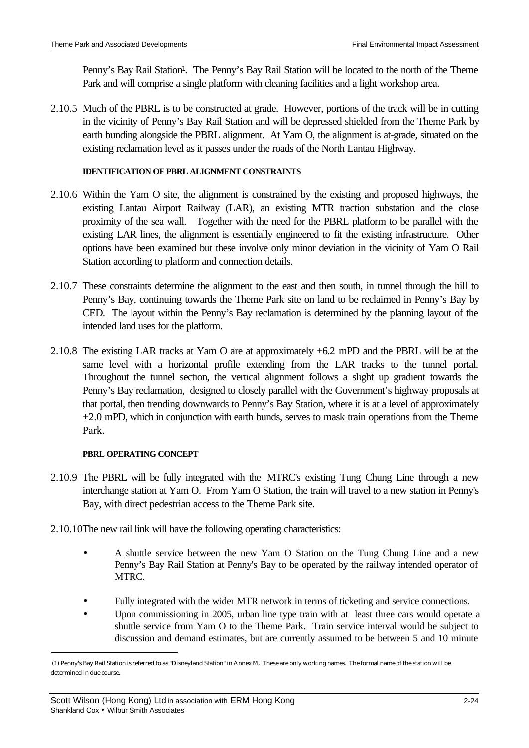Penny's Bay Rail Station[1]. The Penny's Bay Rail Station will be located to the north of the Theme Park and will comprise a single platform with cleaning facilities and a light workshop area.

2.10.5 Much of the PBRL is to be constructed at grade. However, portions of the track will be in cutting in the vicinity of Penny's Bay Rail Station and will be depressed shielded from the Theme Park by earth bunding alongside the PBRL alignment. At Yam O, the alignment is at-grade, situated on the existing reclamation level as it passes under the roads of the North Lantau Highway.

**IDENTIFICATION OF PBRL ALIGNMENT CONSTRAINTS**

2.10.6 Within the Yam O site, the alignment is constrained by the existing and proposed highways, the existing Lantau Airport Railway (LAR), an existing MTR traction substation and the close proximity of the sea wall. Together with the need for the PBRL platform to be parallel with the existing LAR lines, the alignment is essentially engineered to fit the existing infrastructure. Other options have been examined but these involve only minor deviation in the vicinity of Yam O Rail Station according to platform and connection details.

2.10.7 These constraints determine the alignment to the east and then south, in tunnel through the hill to Penny's Bay, continuing towards the Theme Park site on land to be reclaimed in Penny's Bay by CED. The layout within the Penny's Bay reclamation is determined by the planning layout of the intended land uses for the platform.

2.10.8 The existing LAR tracks at Yam O are at approximately +6.2 mPD and the PBRL will be at the same level with a horizontal profile extending from the LAR tracks to the tunnel portal. Throughout the tunnel section, the vertical alignment follows a slight up gradient towards the Penny's Bay reclamation, designed to closely parallel with the Government's highway proposals at that portal, then trending downwards to Penny's Bay Station, where it is at a level of approximately +2.0 mPD, which in conjunction with earth bunds, serves to mask train operations from the Theme Park.

**PBRL OPERATING CONCEPT**

2.10.9 The PBRL will be fully integrated with the MTRC's existing Tung Chung Line through a new interchange station at Yam O. From Yam O Station, the train will travel to a new station in Penny's Bay, with direct pedestrian access to the Theme Park site.

2.10.10 The new rail link will have the following operating characteristics:

- A shuttle service between the new Yam O Station on the Tung Chung Line and a new Penny's Bay Rail Station at Penny's Bay to be operated by the railway intended operator of MTRC.
- Fully integrated with the wider MTR network in terms of ticketing and service connections.
- Upon commissioning in 2005, urban line type train with at least three cars would operate a shuttle service from Yam O to the Theme Park. Train service interval would be subject to discussion and demand estimates, but are currently assumed to be between 5 and 10 minute

(1) Penny's Bay Rail Station is referred to as "Disneyland Station" in Annex M. These are only working names. The formal name of the station will be determined in due course.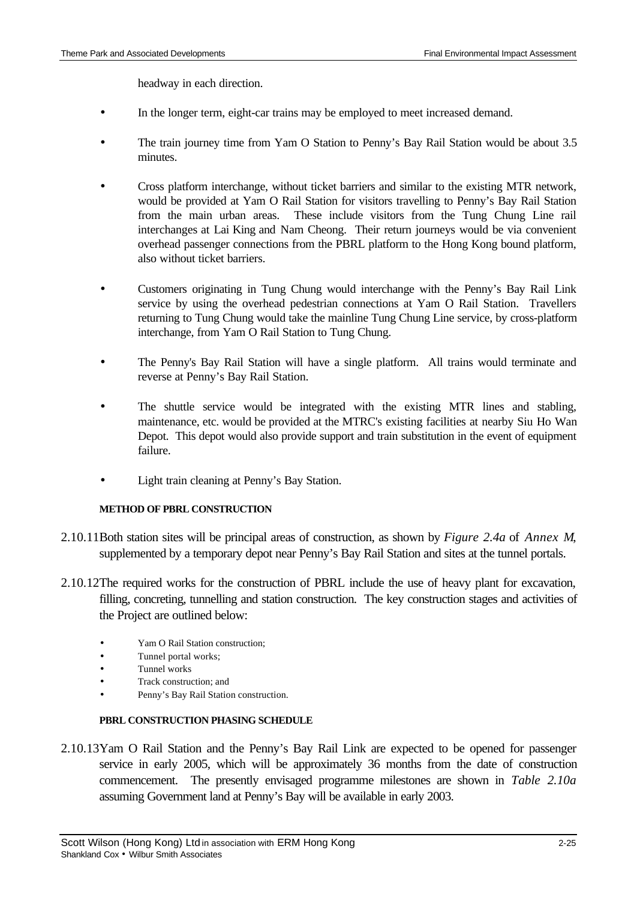headway in each direction.

- In the longer term, eight-car trains may be employed to meet increased demand.
- The train journey time from Yam O Station to Penny's Bay Rail Station would be about 3.5 minutes.
- Cross platform interchange, without ticket barriers and similar to the existing MTR network, would be provided at Yam O Rail Station for visitors travelling to Penny's Bay Rail Station from the main urban areas. These include visitors from the Tung Chung Line rail interchanges at Lai King and Nam Cheong. Their return journeys would be via convenient overhead passenger connections from the PBRL platform to the Hong Kong bound platform, also without ticket barriers.
- Customers originating in Tung Chung would interchange with the Penny's Bay Rail Link service by using the overhead pedestrian connections at Yam O Rail Station. Travellers returning to Tung Chung would take the mainline Tung Chung Line service, by cross-platform interchange, from Yam O Rail Station to Tung Chung.
- The Penny's Bay Rail Station will have a single platform. All trains would terminate and reverse at Penny's Bay Rail Station.
- The shuttle service would be integrated with the existing MTR lines and stabling, maintenance, etc. would be provided at the MTRC's existing facilities at nearby Siu Ho Wan Depot. This depot would also provide support and train substitution in the event of equipment failure.
- Light train cleaning at Penny's Bay Station.

#### METHOD OF PBRL CONSTRUCTION

2.10.11 Both station sites will be principal areas of construction, as shown by *Figure 2.4a* of *Annex M*, supplemented by a temporary depot near Penny's Bay Rail Station and sites at the tunnel portals.

2.10.12 The required works for the construction of PBRL include the use of heavy plant for excavation, filling, concreting, tunnelling and station construction. The key construction stages and activities of the Project are outlined below:

- Yam O Rail Station construction;
- Tunnel portal works;
- Tunnel works
- Track construction; and
- Penny's Bay Rail Station construction.

#### PBRL CONSTRUCTION PHASING SCHEDULE

2.10.13 Yam O Rail Station and the Penny's Bay Rail Link are expected to be opened for passenger service in early 2005, which will be approximately 36 months from the date of construction commencement. The presently envisaged programme milestones are shown in *Table 2.10a* assuming Government land at Penny's Bay will be available in early 2003.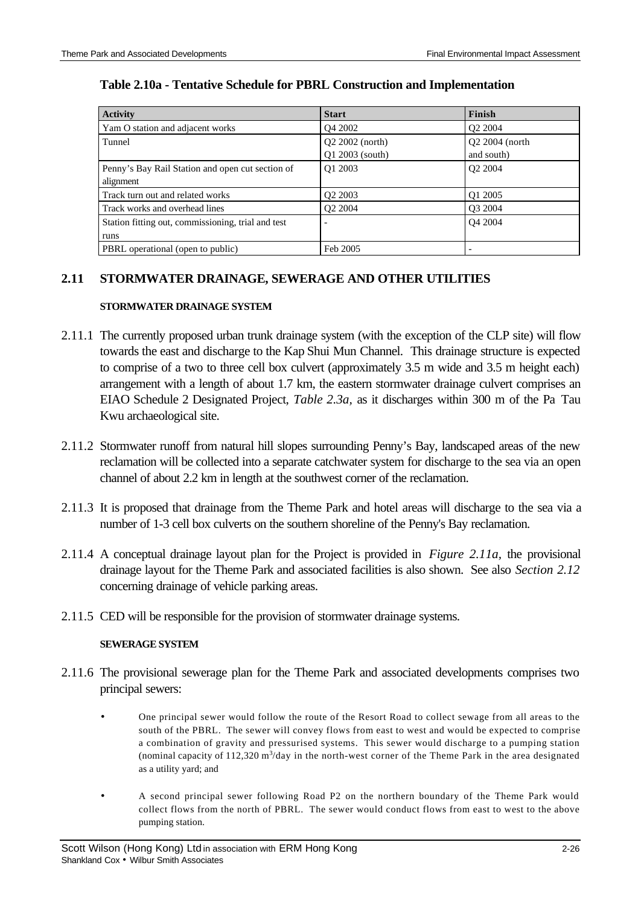**Table 2.10a - Tentative Schedule for PBRL Construction and Implementation**

| Activity | Start | Finish |
|---|---|---|
| Yam O station and adjacent works | Q4 2002 | Q2 2004 |
| Tunnel | Q2 2002 (north)<br>Q1 2003 (south) | Q2 2004 (north and south) |
| Penny's Bay Rail Station and open cut section of alignment | Q1 2003 | Q2 2004 |
| Track turn out and related works | Q2 2003 | Q1 2005 |
| Track works and overhead lines | Q2 2004 | Q3 2004 |
| Station fitting out, commissioning, trial and test runs | - | Q4 2004 |
| PBRL operational (open to public) | Feb 2005 | - |

## 2.11 STORMWATER DRAINAGE, SEWERAGE AND OTHER UTILITIES

#### STORMWATER DRAINAGE SYSTEM

2.11.1 The currently proposed urban trunk drainage system (with the exception of the CLP site) will flow towards the east and discharge to the Kap Shui Mun Channel. This drainage structure is expected to comprise of a two to three cell box culvert (approximately 3.5 m wide and 3.5 m height each) arrangement with a length of about 1.7 km, the eastern stormwater drainage culvert comprises an EIAO Schedule 2 Designated Project, *Table 2.3a*, as it discharges within 300 m of the Pa Tau Kwu archaeological site.

2.11.2 Stormwater runoff from natural hill slopes surrounding Penny's Bay, landscaped areas of the new reclamation will be collected into a separate catchwater system for discharge to the sea via an open channel of about 2.2 km in length at the southwest corner of the reclamation.

2.11.3 It is proposed that drainage from the Theme Park and hotel areas will discharge to the sea via a number of 1-3 cell box culverts on the southern shoreline of the Penny's Bay reclamation.

2.11.4 A conceptual drainage layout plan for the Project is provided in *Figure 2.11a*, the provisional drainage layout for the Theme Park and associated facilities is also shown. See also *Section 2.12* concerning drainage of vehicle parking areas.

2.11.5 CED will be responsible for the provision of stormwater drainage systems.

#### SEWERAGE SYSTEM

2.11.6 The provisional sewerage plan for the Theme Park and associated developments comprises two principal sewers:

- One principal sewer would follow the route of the Resort Road to collect sewage from all areas to the south of the PBRL. The sewer will convey flows from east to west and would be expected to comprise a combination of gravity and pressurised systems. This sewer would discharge to a pumping station (nominal capacity of 112,320 $m^3$/day in the north-west corner of the Theme Park in the area designated as a utility yard; and

- A second principal sewer following Road P2 on the northern boundary of the Theme Park would collect flows from the north of PBRL. The sewer would conduct flows from east to west to the above pumping station.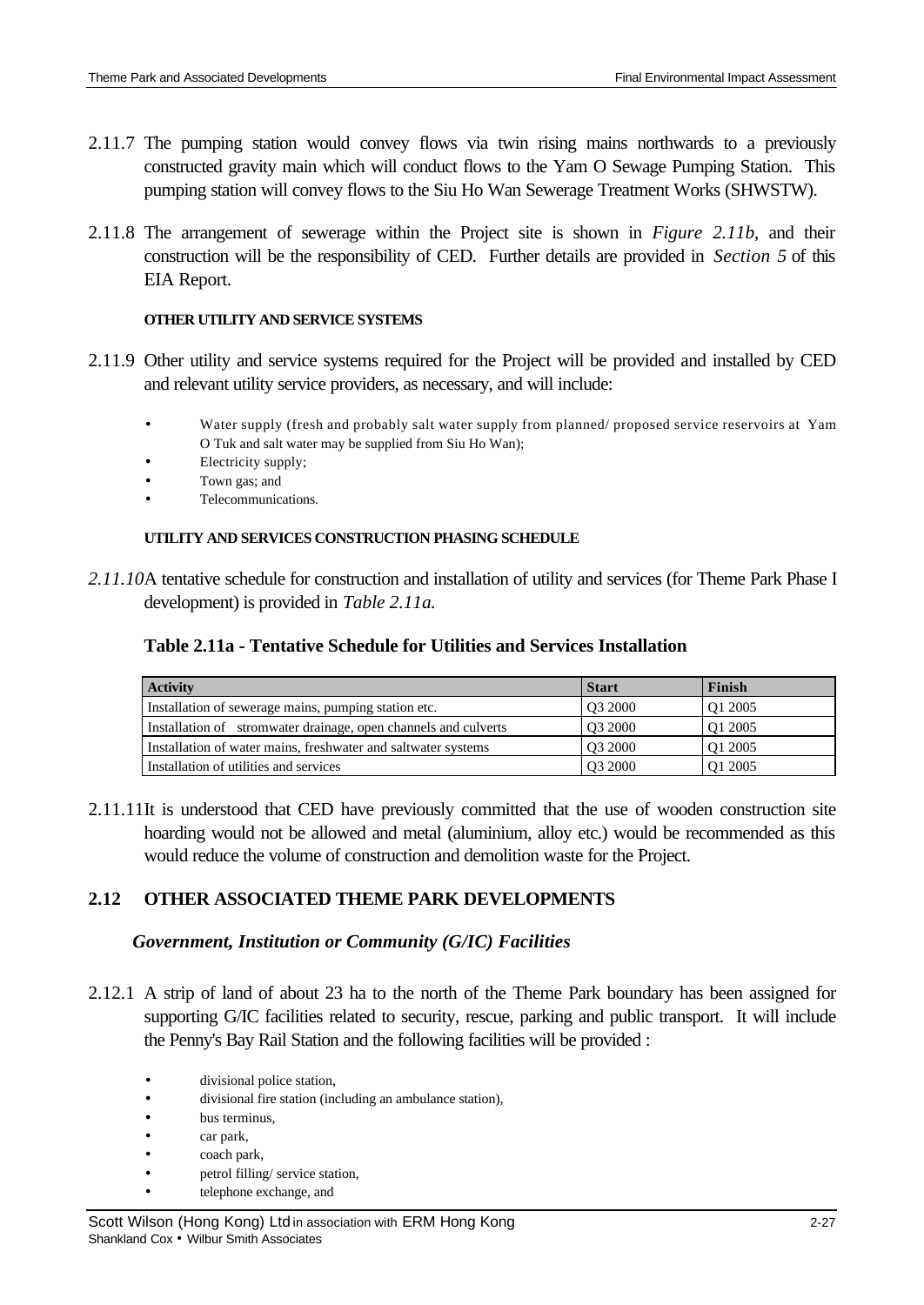2.11.7 The pumping station would convey flows via twin rising mains northwards to a previously constructed gravity main which will conduct flows to the Yam O Sewage Pumping Station. This pumping station will convey flows to the Siu Ho Wan Sewerage Treatment Works (SHWSTW).

2.11.8 The arrangement of sewerage within the Project site is shown in *Figure 2.11b*, and their construction will be the responsibility of CED. Further details are provided in *Section 5* of this EIA Report.

#### OTHER UTILITY AND SERVICE SYSTEMS

2.11.9 Other utility and service systems required for the Project will be provided and installed by CED and relevant utility service providers, as necessary, and will include:

- Water supply (fresh and probably salt water supply from planned/ proposed service reservoirs at Yam O Tuk and salt water may be supplied from Siu Ho Wan);
- Electricity supply;
- Town gas; and
- Telecommunications.

#### UTILITY AND SERVICES CONSTRUCTION PHASING SCHEDULE

*2.11.10* A tentative schedule for construction and installation of utility and services (for Theme Park Phase I development) is provided in *Table 2.11a.*

**Table 2.11a - Tentative Schedule for Utilities and Services Installation**

| Activity | Start | Finish |
|---|---|---|
| Installation of sewerage mains, pumping station etc. | Q3 2000 | Q1 2005 |
| Installation of stormwater drainage, open channels and culverts | Q3 2000 | Q1 2005 |
| Installation of water mains, freshwater and saltwater systems | Q3 2000 | Q1 2005 |
| Installation of utilities and services | Q3 2000 | Q1 2005 |

2.11.11 It is understood that CED have previously committed that the use of wooden construction site hoarding would not be allowed and metal (aluminium, alloy etc.) would be recommended as this would reduce the volume of construction and demolition waste for the Project.

## 2.12 OTHER ASSOCIATED THEME PARK DEVELOPMENTS

### *Government, Institution or Community (G/IC) Facilities*

2.12.1 A strip of land of about 23 ha to the north of the Theme Park boundary has been assigned for supporting G/IC facilities related to security, rescue, parking and public transport. It will include the Penny's Bay Rail Station and the following facilities will be provided :

- divisional police station,
- divisional fire station (including an ambulance station),
- bus terminus,
- car park,
- coach park,
- petrol filling/ service station,
- telephone exchange, and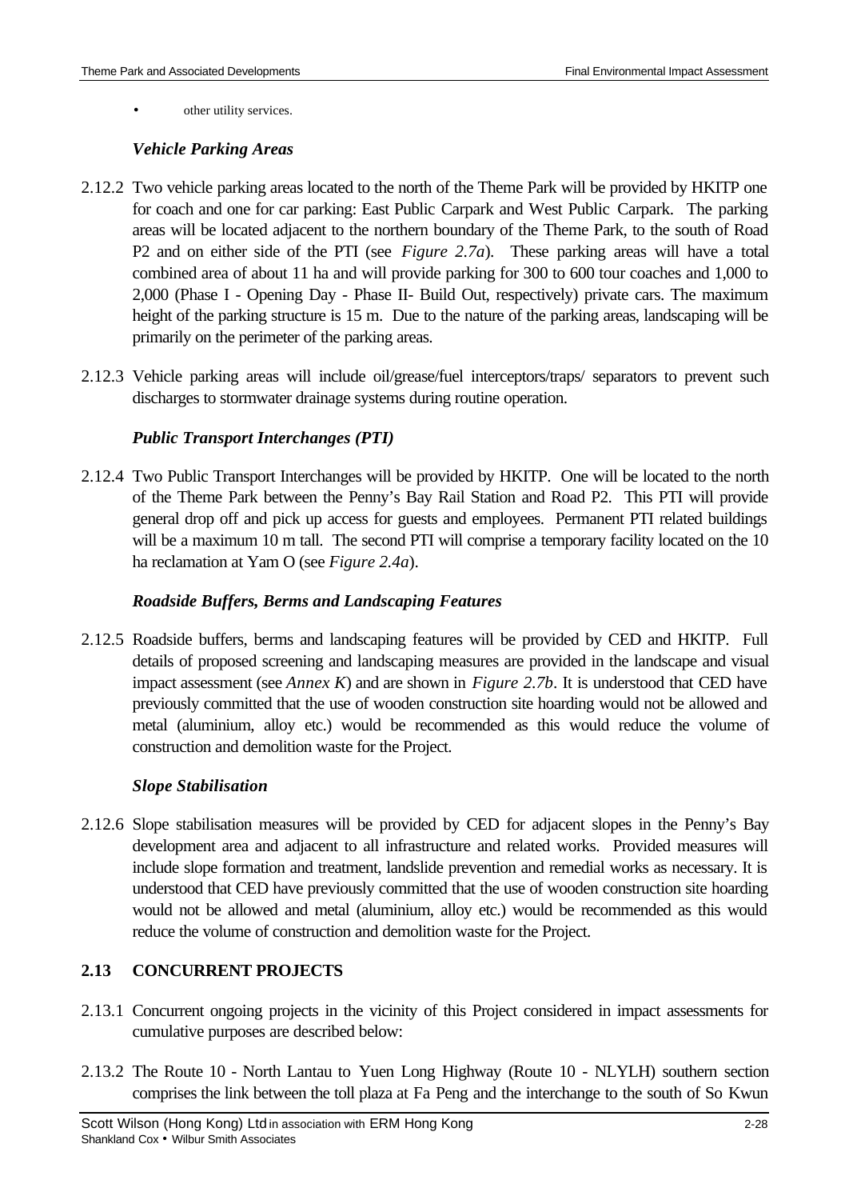- other utility services.

### *Vehicle Parking Areas*

2.12.2 Two vehicle parking areas located to the north of the Theme Park will be provided by HKITP one for coach and one for car parking: East Public Carpark and West Public Carpark. The parking areas will be located adjacent to the northern boundary of the Theme Park, to the south of Road P2 and on either side of the PTI (see *Figure 2.7a*). These parking areas will have a total combined area of about 11 ha and will provide parking for 300 to 600 tour coaches and 1,000 to 2,000 (Phase I - Opening Day - Phase II- Build Out, respectively) private cars. The maximum height of the parking structure is 15 m. Due to the nature of the parking areas, landscaping will be primarily on the perimeter of the parking areas.

2.12.3 Vehicle parking areas will include oil/grease/fuel interceptors/traps/ separators to prevent such discharges to stormwater drainage systems during routine operation.

### *Public Transport Interchanges (PTI)*

2.12.4 Two Public Transport Interchanges will be provided by HKITP. One will be located to the north of the Theme Park between the Penny's Bay Rail Station and Road P2. This PTI will provide general drop off and pick up access for guests and employees. Permanent PTI related buildings will be a maximum 10 m tall. The second PTI will comprise a temporary facility located on the 10 ha reclamation at Yam O (see *Figure 2.4a*).

### *Roadside Buffers, Berms and Landscaping Features*

2.12.5 Roadside buffers, berms and landscaping features will be provided by CED and HKITP. Full details of proposed screening and landscaping measures are provided in the landscape and visual impact assessment (see *Annex K*) and are shown in *Figure 2.7b*. It is understood that CED have previously committed that the use of wooden construction site hoarding would not be allowed and metal (aluminium, alloy etc.) would be recommended as this would reduce the volume of construction and demolition waste for the Project.

### *Slope Stabilisation*

2.12.6 Slope stabilisation measures will be provided by CED for adjacent slopes in the Penny's Bay development area and adjacent to all infrastructure and related works. Provided measures will include slope formation and treatment, landslide prevention and remedial works as necessary. It is understood that CED have previously committed that the use of wooden construction site hoarding would not be allowed and metal (aluminium, alloy etc.) would be recommended as this would reduce the volume of construction and demolition waste for the Project.

## 2.13 CONCURRENT PROJECTS

2.13.1 Concurrent ongoing projects in the vicinity of this Project considered in impact assessments for cumulative purposes are described below:

2.13.2 The Route 10 - North Lantau to Yuen Long Highway (Route 10 - NLYLH) southern section comprises the link between the toll plaza at Fa Peng and the interchange to the south of So Kwun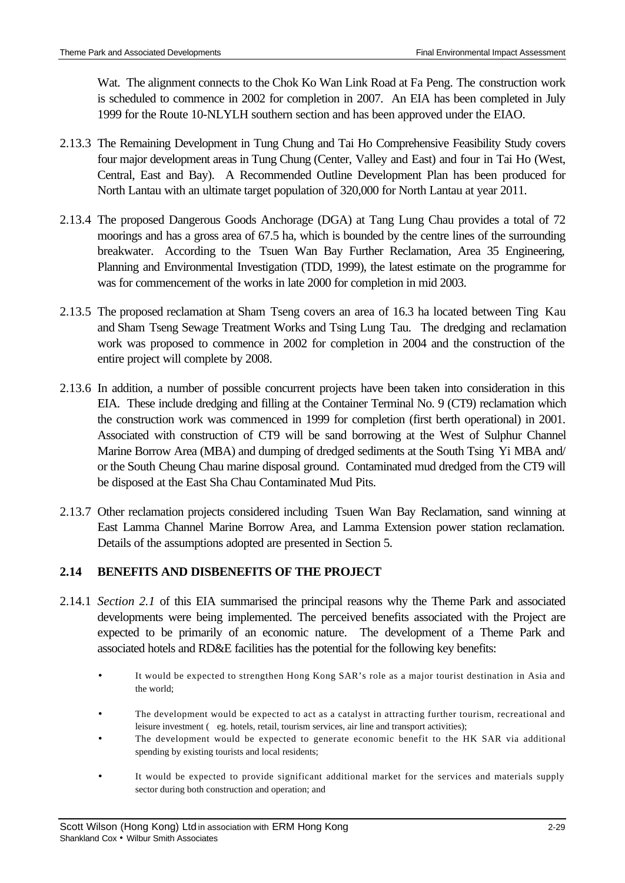Wat. The alignment connects to the Chok Ko Wan Link Road at Fa Peng. The construction work is scheduled to commence in 2002 for completion in 2007. An EIA has been completed in July 1999 for the Route 10-NLYLH southern section and has been approved under the EIAO.

2.13.3 The Remaining Development in Tung Chung and Tai Ho Comprehensive Feasibility Study covers four major development areas in Tung Chung (Center, Valley and East) and four in Tai Ho (West, Central, East and Bay). A Recommended Outline Development Plan has been produced for North Lantau with an ultimate target population of 320,000 for North Lantau at year 2011.

2.13.4 The proposed Dangerous Goods Anchorage (DGA) at Tang Lung Chau provides a total of 72 moorings and has a gross area of 67.5 ha, which is bounded by the centre lines of the surrounding breakwater. According to the Tsuen Wan Bay Further Reclamation, Area 35 Engineering, Planning and Environmental Investigation (TDD, 1999), the latest estimate on the programme for was for commencement of the works in late 2000 for completion in mid 2003.

2.13.5 The proposed reclamation at Sham Tseng covers an area of 16.3 ha located between Ting Kau and Sham Tseng Sewage Treatment Works and Tsing Lung Tau. The dredging and reclamation work was proposed to commence in 2002 for completion in 2004 and the construction of the entire project will complete by 2008.

2.13.6 In addition, a number of possible concurrent projects have been taken into consideration in this EIA. These include dredging and filling at the Container Terminal No. 9 (CT9) reclamation which the construction work was commenced in 1999 for completion (first berth operational) in 2001. Associated with construction of CT9 will be sand borrowing at the West of Sulphur Channel Marine Borrow Area (MBA) and dumping of dredged sediments at the South Tsing Yi MBA and/ or the South Cheung Chau marine disposal ground. Contaminated mud dredged from the CT9 will be disposed at the East Sha Chau Contaminated Mud Pits.

2.13.7 Other reclamation projects considered including Tsuen Wan Bay Reclamation, sand winning at East Lamma Channel Marine Borrow Area, and Lamma Extension power station reclamation. Details of the assumptions adopted are presented in Section 5.

## 2.14 BENEFITS AND DISBENEFITS OF THE PROJECT

2.14.1 *Section 2.1* of this EIA summarised the principal reasons why the Theme Park and associated developments were being implemented. The perceived benefits associated with the Project are expected to be primarily of an economic nature. The development of a Theme Park and associated hotels and RD&E facilities has the potential for the following key benefits:

- It would be expected to strengthen Hong Kong SAR's role as a major tourist destination in Asia and the world;
- The development would be expected to act as a catalyst in attracting further tourism, recreational and leisure investment ( eg. hotels, retail, tourism services, air line and transport activities);
- The development would be expected to generate economic benefit to the HK SAR via additional spending by existing tourists and local residents;
- It would be expected to provide significant additional market for the services and materials supply sector during both construction and operation; and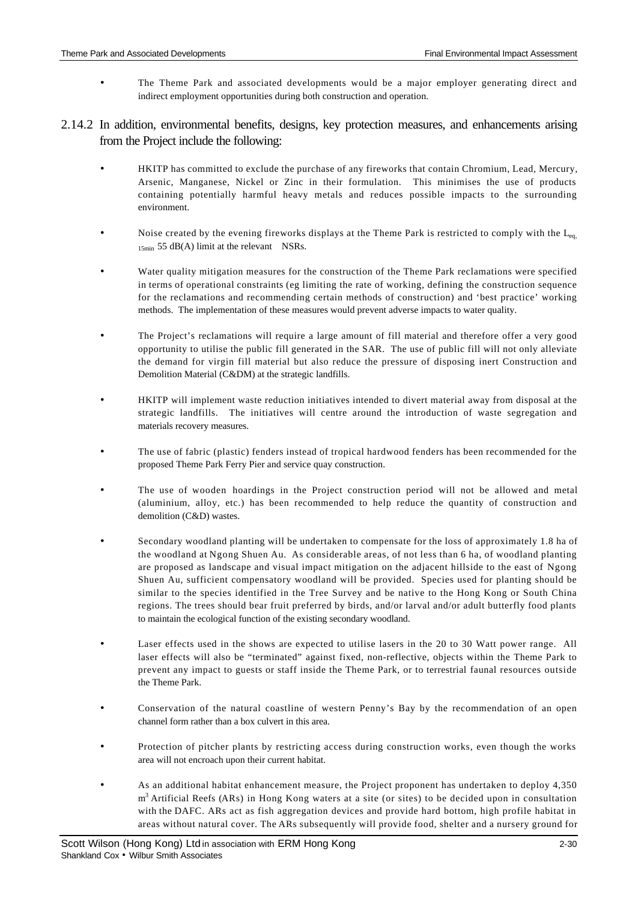- The Theme Park and associated developments would be a major employer generating direct and indirect employment opportunities during both construction and operation.

2.14.2 In addition, environmental benefits, designs, key protection measures, and enhancements arising from the Project include the following:

- HKITP has committed to exclude the purchase of any fireworks that contain Chromium, Lead, Mercury, Arsenic, Manganese, Nickel or Zinc in their formulation. This minimises the use of products containing potentially harmful heavy metals and reduces possible impacts to the surrounding environment.

- Noise created by the evening fireworks displays at the Theme Park is restricted to comply with the $L_{eq, 15min}$ 55 dB(A) limit at the relevant NSRs.

- Water quality mitigation measures for the construction of the Theme Park reclamations were specified in terms of operational constraints (eg limiting the rate of working, defining the construction sequence for the reclamations and recommending certain methods of construction) and 'best practice' working methods. The implementation of these measures would prevent adverse impacts to water quality.

- The Project's reclamations will require a large amount of fill material and therefore offer a very good opportunity to utilise the public fill generated in the SAR. The use of public fill will not only alleviate the demand for virgin fill material but also reduce the pressure of disposing inert Construction and Demolition Material (C&DM) at the strategic landfills.

- HKITP will implement waste reduction initiatives intended to divert material away from disposal at the strategic landfills. The initiatives will centre around the introduction of waste segregation and materials recovery measures.

- The use of fabric (plastic) fenders instead of tropical hardwood fenders has been recommended for the proposed Theme Park Ferry Pier and service quay construction.

- The use of wooden hoardings in the Project construction period will not be allowed and metal (aluminium, alloy, etc.) has been recommended to help reduce the quantity of construction and demolition (C&D) wastes.

- Secondary woodland planting will be undertaken to compensate for the loss of approximately 1.8 ha of the woodland at Ngong Shuen Au. As considerable areas, of not less than 6 ha, of woodland planting are proposed as landscape and visual impact mitigation on the adjacent hillside to the east of Ngong Shuen Au, sufficient compensatory woodland will be provided. Species used for planting should be similar to the species identified in the Tree Survey and be native to the Hong Kong or South China regions. The trees should bear fruit preferred by birds, and/or larval and/or adult butterfly food plants to maintain the ecological function of the existing secondary woodland.

- Laser effects used in the shows are expected to utilise lasers in the 20 to 30 Watt power range. All laser effects will also be "terminated" against fixed, non-reflective, objects within the Theme Park to prevent any impact to guests or staff inside the Theme Park, or to terrestrial faunal resources outside the Theme Park.

- Conservation of the natural coastline of western Penny's Bay by the recommendation of an open channel form rather than a box culvert in this area.

- Protection of pitcher plants by restricting access during construction works, even though the works area will not encroach upon their current habitat.

- As an additional habitat enhancement measure, the Project proponent has undertaken to deploy 4,350 $m^3$ Artificial Reefs (ARs) in Hong Kong waters at a site (or sites) to be decided upon in consultation with the DAFC. ARs act as fish aggregation devices and provide hard bottom, high profile habitat in areas without natural cover. The ARs subsequently will provide food, shelter and a nursery ground for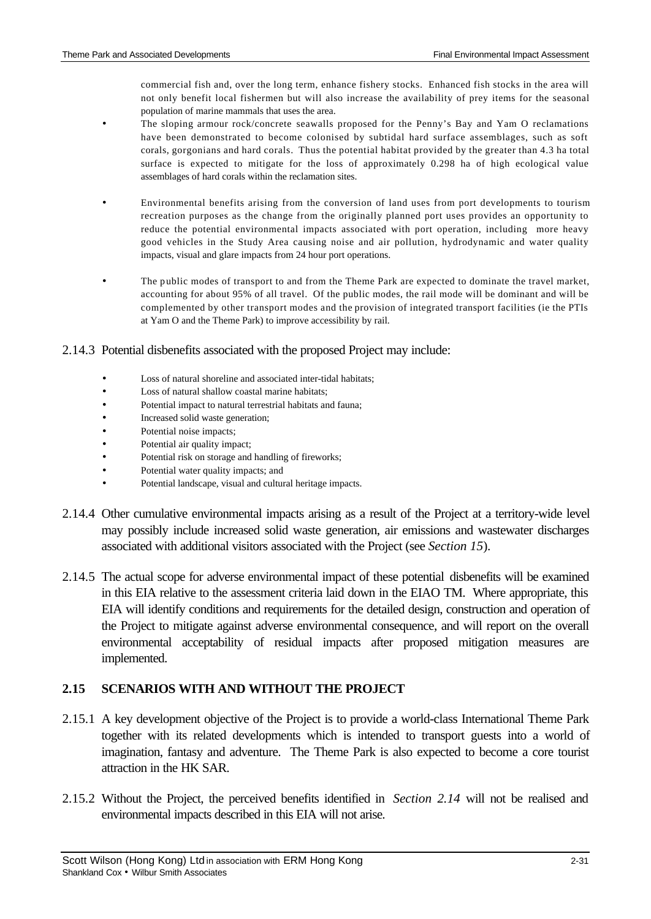commercial fish and, over the long term, enhance fishery stocks. Enhanced fish stocks in the area will not only benefit local fishermen but will also increase the availability of prey items for the seasonal population of marine mammals that uses the area.

- The sloping armour rock/concrete seawalls proposed for the Penny's Bay and Yam O reclamations have been demonstrated to become colonised by subtidal hard surface assemblages, such as soft corals, gorgonians and hard corals. Thus the potential habitat provided by the greater than 4.3 ha total surface is expected to mitigate for the loss of approximately 0.298 ha of high ecological value assemblages of hard corals within the reclamation sites.

- Environmental benefits arising from the conversion of land uses from port developments to tourism recreation purposes as the change from the originally planned port uses provides an opportunity to reduce the potential environmental impacts associated with port operation, including more heavy good vehicles in the Study Area causing noise and air pollution, hydrodynamic and water quality impacts, visual and glare impacts from 24 hour port operations.

- The public modes of transport to and from the Theme Park are expected to dominate the travel market, accounting for about 95% of all travel. Of the public modes, the rail mode will be dominant and will be complemented by other transport modes and the provision of integrated transport facilities (ie the PTIs at Yam O and the Theme Park) to improve accessibility by rail.

2.14.3 Potential disbenefits associated with the proposed Project may include:

- Loss of natural shoreline and associated inter-tidal habitats;
- Loss of natural shallow coastal marine habitats;
- Potential impact to natural terrestrial habitats and fauna;
- Increased solid waste generation;
- Potential noise impacts;
- Potential air quality impact;
- Potential risk on storage and handling of fireworks;
- Potential water quality impacts; and
- Potential landscape, visual and cultural heritage impacts.

2.14.4 Other cumulative environmental impacts arising as a result of the Project at a territory-wide level may possibly include increased solid waste generation, air emissions and wastewater discharges associated with additional visitors associated with the Project (see *Section 15*).

2.14.5 The actual scope for adverse environmental impact of these potential disbenefits will be examined in this EIA relative to the assessment criteria laid down in the EIAO TM. Where appropriate, this EIA will identify conditions and requirements for the detailed design, construction and operation of the Project to mitigate against adverse environmental consequence, and will report on the overall environmental acceptability of residual impacts after proposed mitigation measures are implemented.

## 2.15 SCENARIOS WITH AND WITHOUT THE PROJECT

2.15.1 A key development objective of the Project is to provide a world-class International Theme Park together with its related developments which is intended to transport guests into a world of imagination, fantasy and adventure. The Theme Park is also expected to become a core tourist attraction in the HK SAR.

2.15.2 Without the Project, the perceived benefits identified in *Section 2.14* will not be realised and environmental impacts described in this EIA will not arise.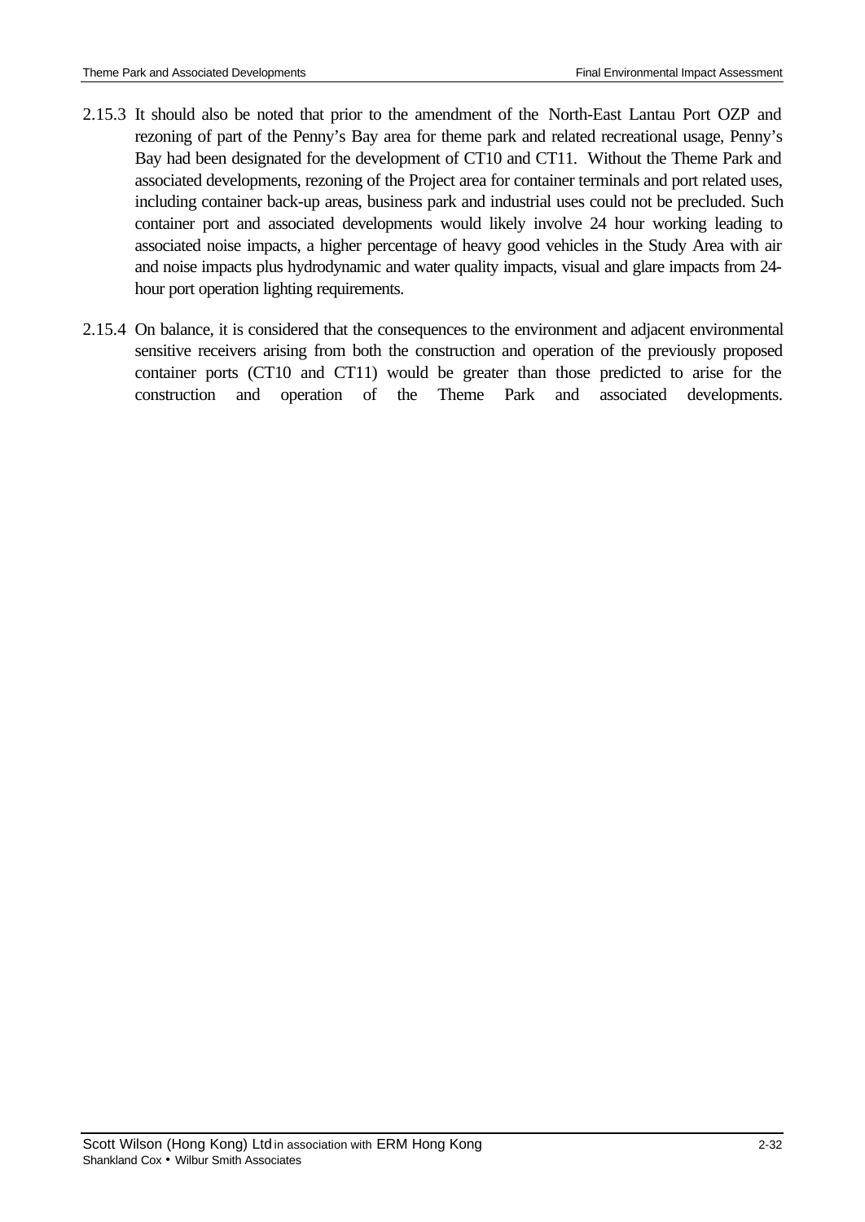2.15.3 It should also be noted that prior to the amendment of the North-East Lantau Port OZP and rezoning of part of the Penny's Bay area for theme park and related recreational usage, Penny's Bay had been designated for the development of CT10 and CT11. Without the Theme Park and associated developments, rezoning of the Project area for container terminals and port related uses, including container back-up areas, business park and industrial uses could not be precluded. Such container port and associated developments would likely involve 24 hour working leading to associated noise impacts, a higher percentage of heavy good vehicles in the Study Area with air and noise impacts plus hydrodynamic and water quality impacts, visual and glare impacts from 24-hour port operation lighting requirements.

2.15.4 On balance, it is considered that the consequences to the environment and adjacent environmental sensitive receivers arising from both the construction and operation of the previously proposed container ports (CT10 and CT11) would be greater than those predicted to arise for the construction and operation of the Theme Park and associated developments.